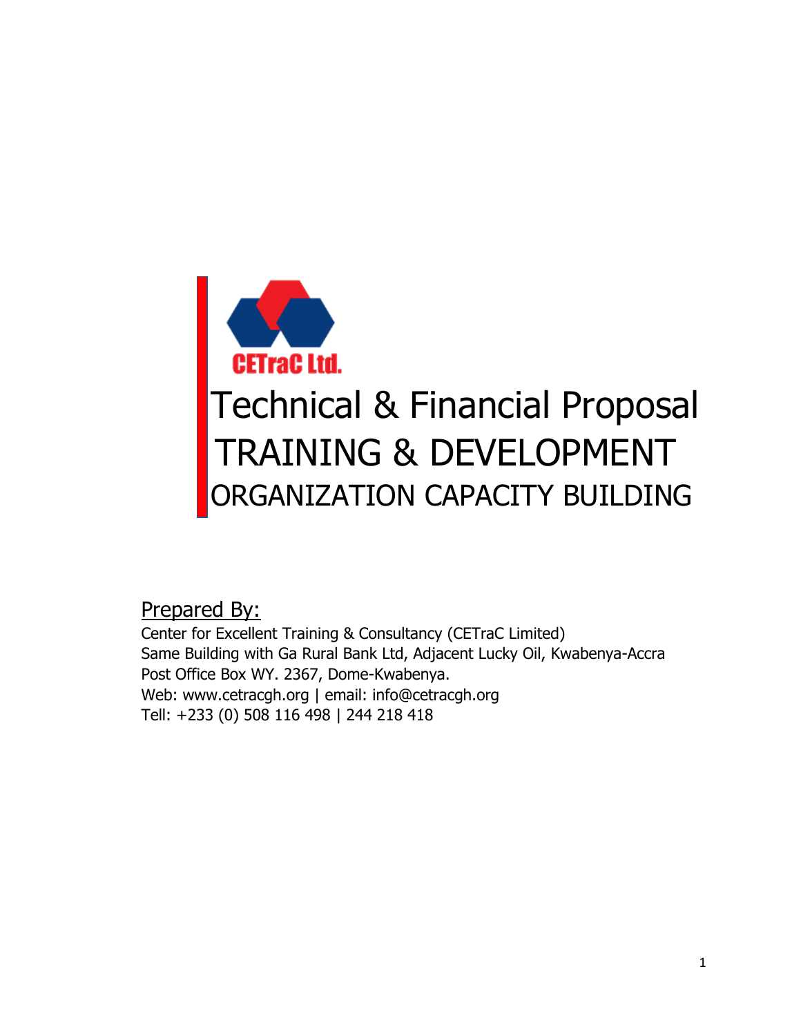CETraC Ltd.

# Technical & Financial Proposal

# TRAINING & DEVELOPMENT

## ORGANIZATION CAPACITY BUILDING

Prepared By:

Center for Excellent Training & Consultancy (CETraC Limited)
Same Building with Ga Rural Bank Ltd, Adjacent Lucky Oil, Kwabenya-Accra
Post Office Box WY. 2367, Dome-Kwabenya.
Web: www.cetracgh.org | email: info@cetracgh.org
Tell: +233 (0) 508 116 498 | 244 218 418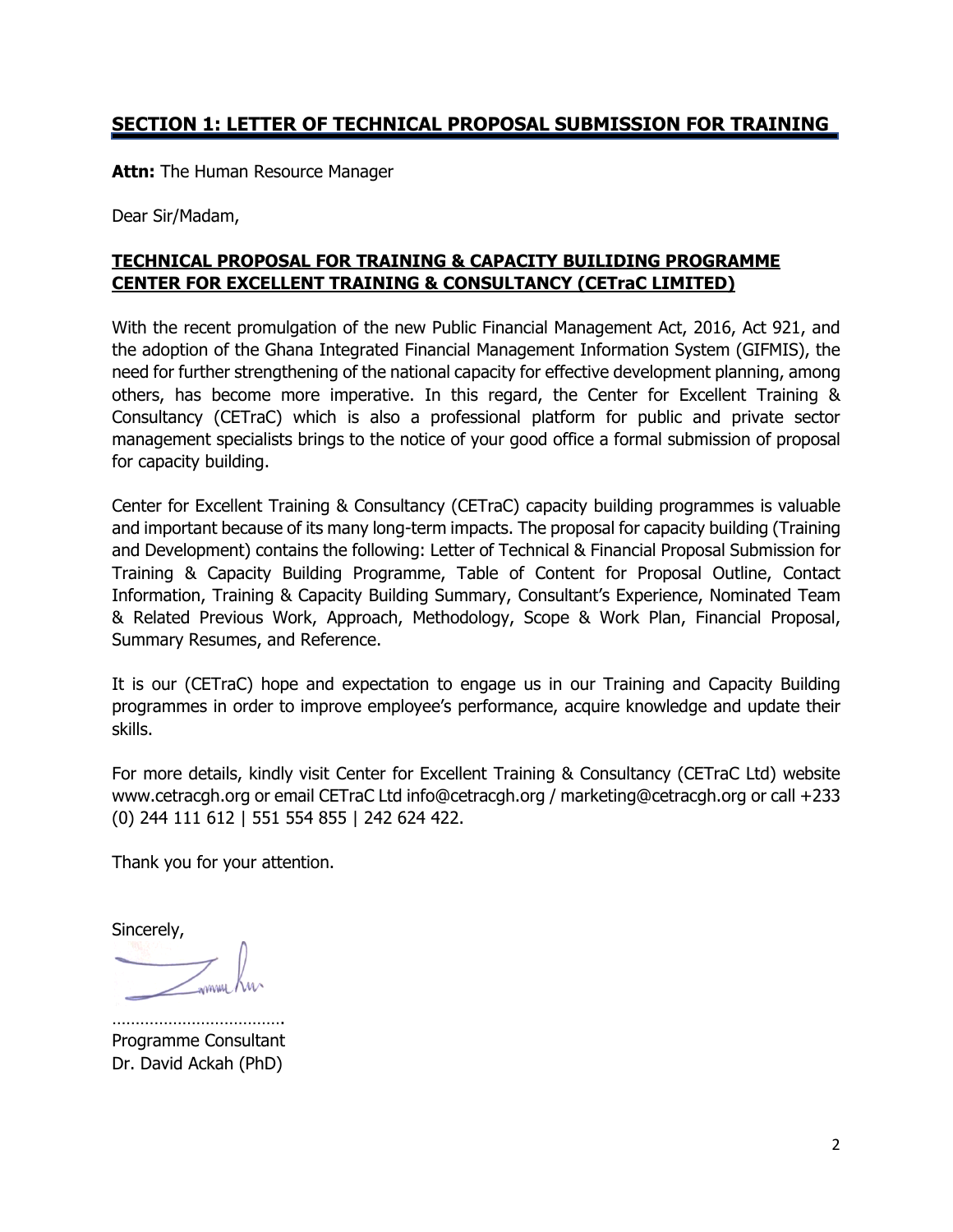## SECTION 1: LETTER OF TECHNICAL PROPOSAL SUBMISSION FOR TRAINING

**Attn:** The Human Resource Manager

Dear Sir/Madam,

**TECHNICAL PROPOSAL FOR TRAINING & CAPACITY BUILIDING PROGRAMME CENTER FOR EXCELLENT TRAINING & CONSULTANCY (CETraC LIMITED)**

With the recent promulgation of the new Public Financial Management Act, 2016, Act 921, and the adoption of the Ghana Integrated Financial Management Information System (GIFMIS), the need for further strengthening of the national capacity for effective development planning, among others, has become more imperative. In this regard, the Center for Excellent Training & Consultancy (CETraC) which is also a professional platform for public and private sector management specialists brings to the notice of your good office a formal submission of proposal for capacity building.

Center for Excellent Training & Consultancy (CETraC) capacity building programmes is valuable and important because of its many long-term impacts. The proposal for capacity building (Training and Development) contains the following: Letter of Technical & Financial Proposal Submission for Training & Capacity Building Programme, Table of Content for Proposal Outline, Contact Information, Training & Capacity Building Summary, Consultant's Experience, Nominated Team & Related Previous Work, Approach, Methodology, Scope & Work Plan, Financial Proposal, Summary Resumes, and Reference.

It is our (CETraC) hope and expectation to engage us in our Training and Capacity Building programmes in order to improve employee's performance, acquire knowledge and update their skills.

For more details, kindly visit Center for Excellent Training & Consultancy (CETraC Ltd) website www.cetracgh.org or email CETraC Ltd info@cetracgh.org / marketing@cetracgh.org or call +233 (0) 244 111 612 | 551 554 855 | 242 624 422.

Thank you for your attention.

Sincerely,

……………………………….

Programme Consultant

Dr. David Ackah (PhD)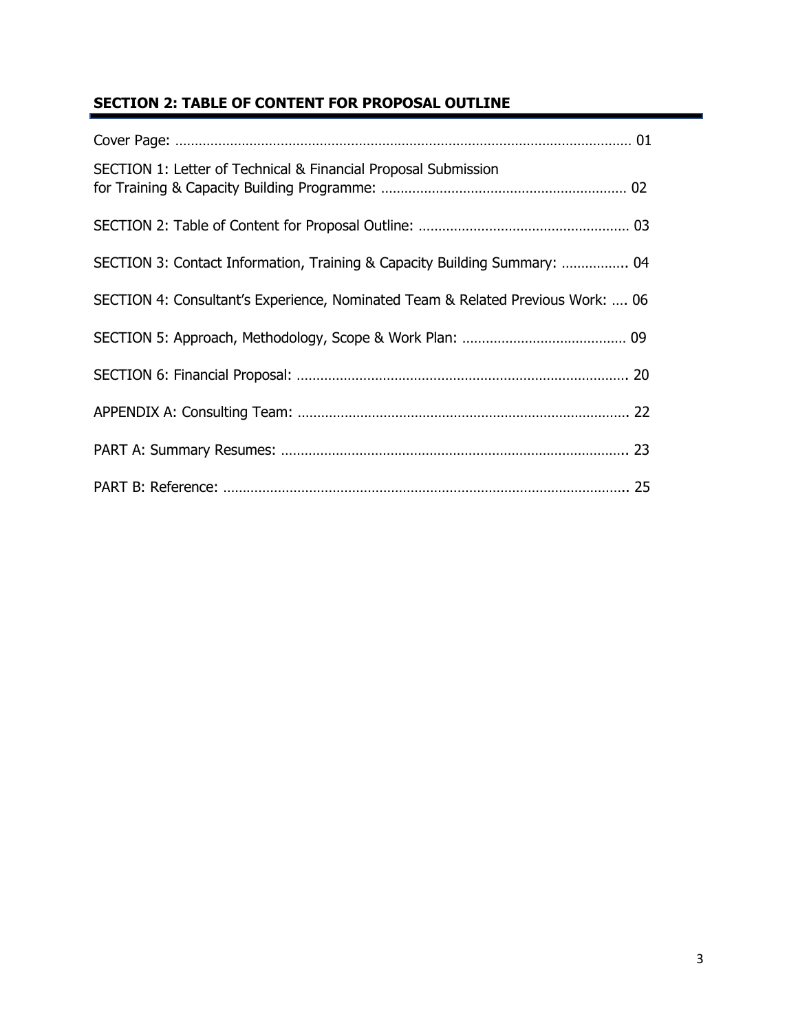## SECTION 2: TABLE OF CONTENT FOR PROPOSAL OUTLINE

Cover Page: ........................................................................................................... 01

SECTION 1: Letter of Technical & Financial Proposal Submission
for Training & Capacity Building Programme: ............................................................... 02

SECTION 2: Table of Content for Proposal Outline: ..................................................... 03

SECTION 3: Contact Information, Training & Capacity Building Summary: ................. 04

SECTION 4: Consultant's Experience, Nominated Team & Related Previous Work: .... 06

SECTION 5: Approach, Methodology, Scope & Work Plan: .......................................... 09

SECTION 6: Financial Proposal: .................................................................................. 20

APPENDIX A: Consulting Team: .................................................................................. 22

PART A: Summary Resumes: ........................................................................................ 23

PART B: Reference: ...................................................................................................... 25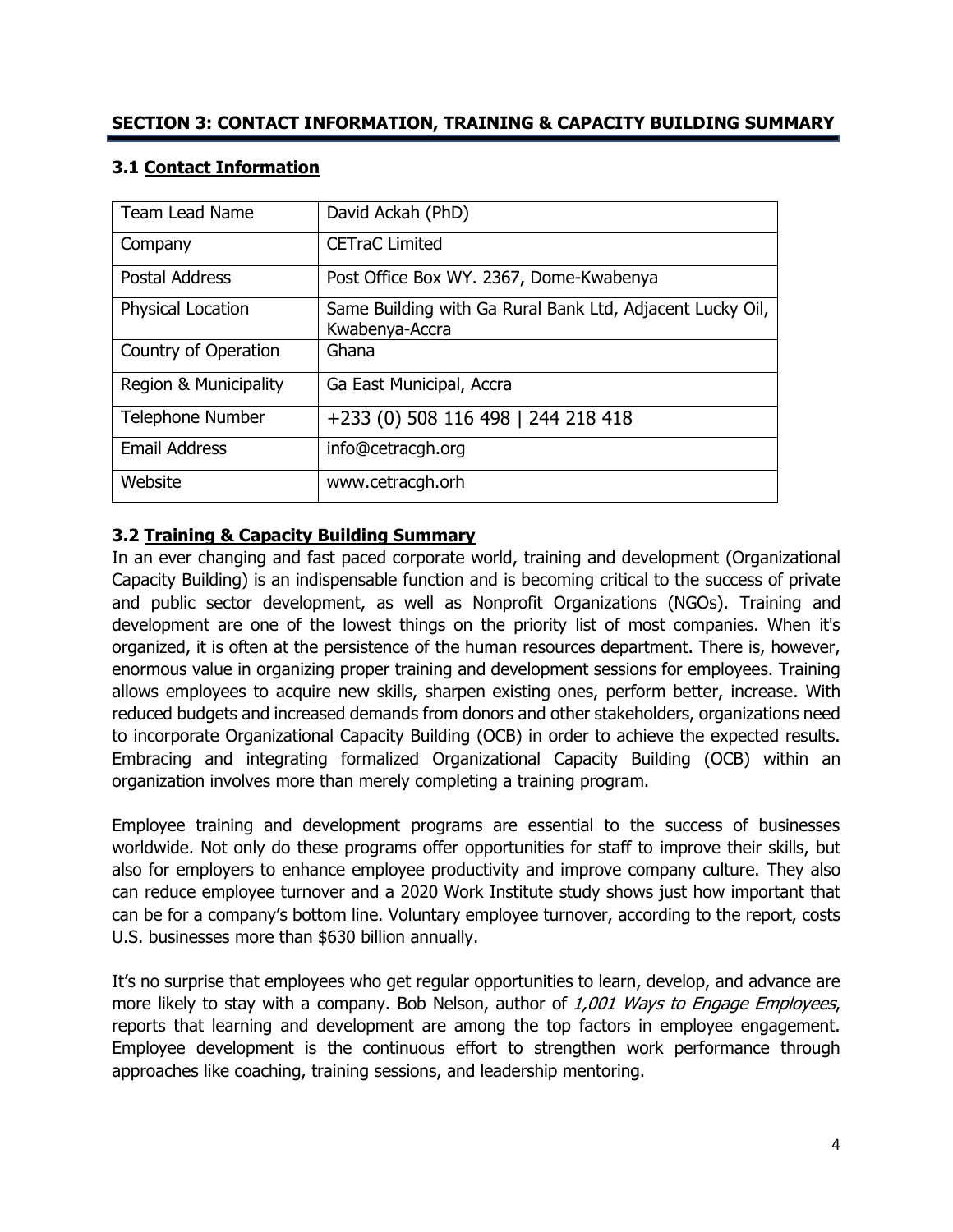## SECTION 3: CONTACT INFORMATION, TRAINING & CAPACITY BUILDING SUMMARY

### 3.1 Contact Information

| Team Lead Name | David Ackah (PhD) |
|---|---|
| Company | CETraC Limited |
| Postal Address | Post Office Box WY. 2367, Dome-Kwabenya |
| Physical Location | Same Building with Ga Rural Bank Ltd, Adjacent Lucky Oil, Kwabenya-Accra |
| Country of Operation | Ghana |
| Region & Municipality | Ga East Municipal, Accra |
| Telephone Number | +233 (0) 508 116 498 \| 244 218 418 |
| Email Address | info@cetracgh.org |
| Website | www.cetracgh.orh |

### 3.2 Training & Capacity Building Summary

In an ever changing and fast paced corporate world, training and development (Organizational Capacity Building) is an indispensable function and is becoming critical to the success of private and public sector development, as well as Nonprofit Organizations (NGOs). Training and development are one of the lowest things on the priority list of most companies. When it's organized, it is often at the persistence of the human resources department. There is, however, enormous value in organizing proper training and development sessions for employees. Training allows employees to acquire new skills, sharpen existing ones, perform better, increase. With reduced budgets and increased demands from donors and other stakeholders, organizations need to incorporate Organizational Capacity Building (OCB) in order to achieve the expected results. Embracing and integrating formalized Organizational Capacity Building (OCB) within an organization involves more than merely completing a training program.

Employee training and development programs are essential to the success of businesses worldwide. Not only do these programs offer opportunities for staff to improve their skills, but also for employers to enhance employee productivity and improve company culture. They also can reduce employee turnover and a 2020 Work Institute study shows just how important that can be for a company's bottom line. Voluntary employee turnover, according to the report, costs U.S. businesses more than $630 billion annually.

It's no surprise that employees who get regular opportunities to learn, develop, and advance are more likely to stay with a company. Bob Nelson, author of *1,001 Ways to Engage Employees*, reports that learning and development are among the top factors in employee engagement. Employee development is the continuous effort to strengthen work performance through approaches like coaching, training sessions, and leadership mentoring.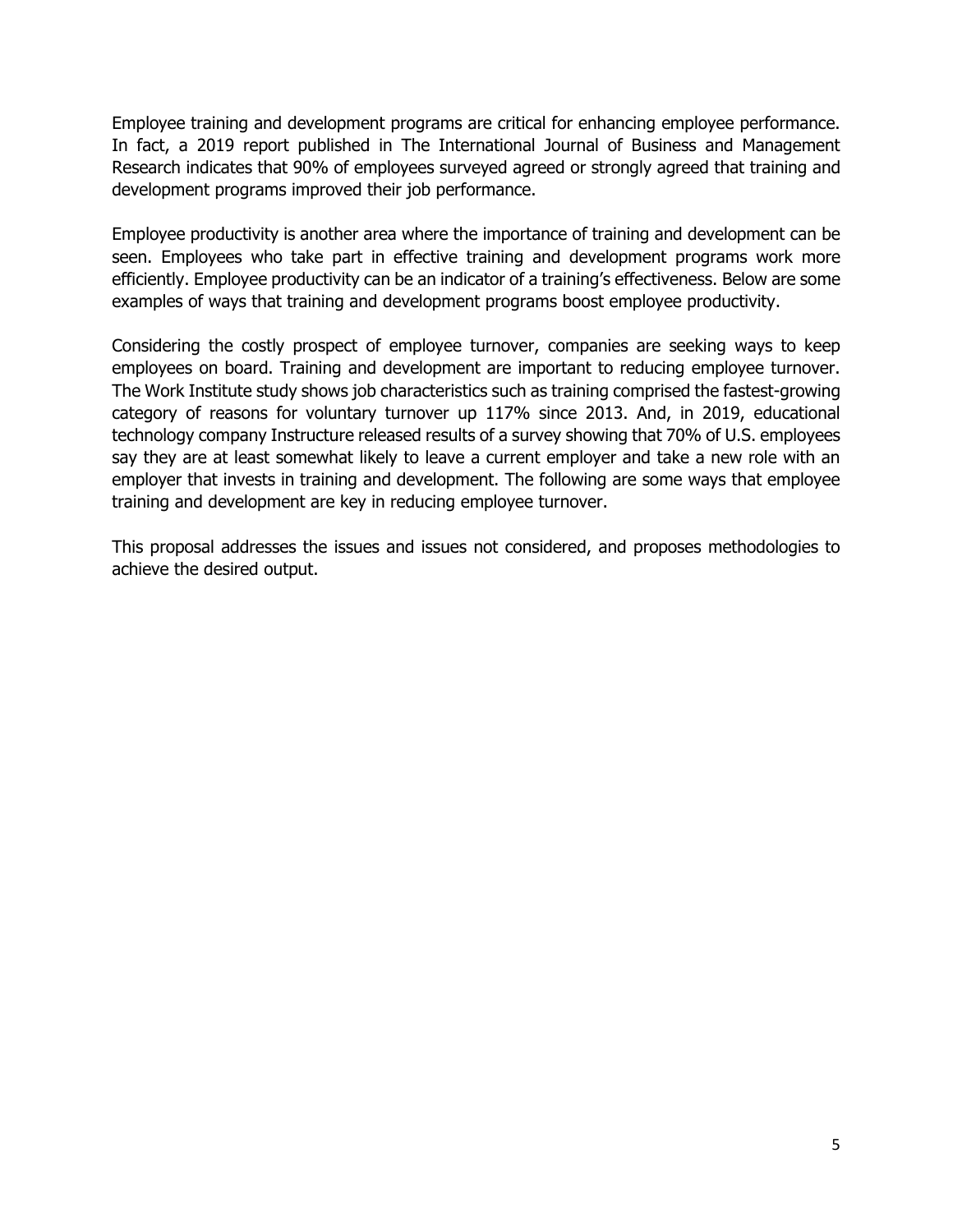Employee training and development programs are critical for enhancing employee performance. In fact, a 2019 report published in The International Journal of Business and Management Research indicates that 90% of employees surveyed agreed or strongly agreed that training and development programs improved their job performance.

Employee productivity is another area where the importance of training and development can be seen. Employees who take part in effective training and development programs work more efficiently. Employee productivity can be an indicator of a training's effectiveness. Below are some examples of ways that training and development programs boost employee productivity.

Considering the costly prospect of employee turnover, companies are seeking ways to keep employees on board. Training and development are important to reducing employee turnover. The Work Institute study shows job characteristics such as training comprised the fastest-growing category of reasons for voluntary turnover up 117% since 2013. And, in 2019, educational technology company Instructure released results of a survey showing that 70% of U.S. employees say they are at least somewhat likely to leave a current employer and take a new role with an employer that invests in training and development. The following are some ways that employee training and development are key in reducing employee turnover.

This proposal addresses the issues and issues not considered, and proposes methodologies to achieve the desired output.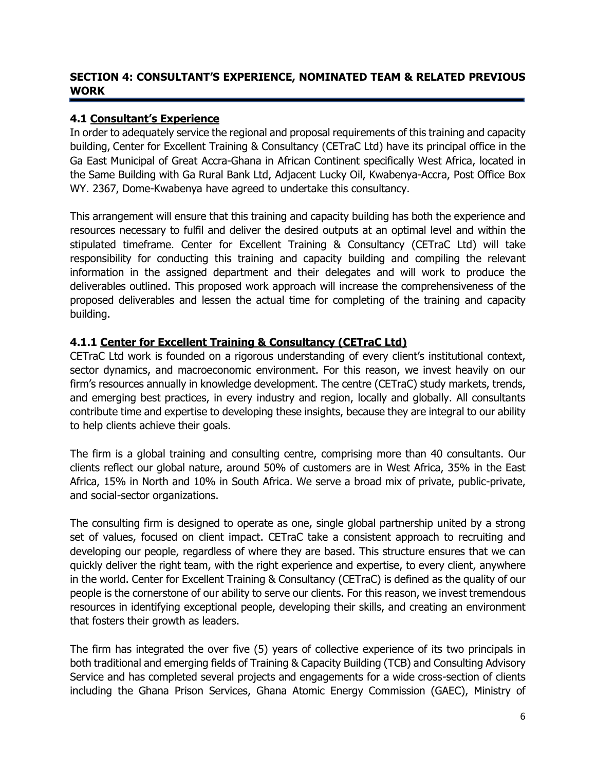## SECTION 4: CONSULTANT'S EXPERIENCE, NOMINATED TEAM & RELATED PREVIOUS WORK

### 4.1 Consultant's Experience

In order to adequately service the regional and proposal requirements of this training and capacity building, Center for Excellent Training & Consultancy (CETraC Ltd) have its principal office in the Ga East Municipal of Great Accra-Ghana in African Continent specifically West Africa, located in the Same Building with Ga Rural Bank Ltd, Adjacent Lucky Oil, Kwabenya-Accra, Post Office Box WY. 2367, Dome-Kwabenya have agreed to undertake this consultancy.

This arrangement will ensure that this training and capacity building has both the experience and resources necessary to fulfil and deliver the desired outputs at an optimal level and within the stipulated timeframe. Center for Excellent Training & Consultancy (CETraC Ltd) will take responsibility for conducting this training and capacity building and compiling the relevant information in the assigned department and their delegates and will work to produce the deliverables outlined. This proposed work approach will increase the comprehensiveness of the proposed deliverables and lessen the actual time for completing of the training and capacity building.

#### 4.1.1 Center for Excellent Training & Consultancy (CETraC Ltd)

CETraC Ltd work is founded on a rigorous understanding of every client's institutional context, sector dynamics, and macroeconomic environment. For this reason, we invest heavily on our firm's resources annually in knowledge development. The centre (CETraC) study markets, trends, and emerging best practices, in every industry and region, locally and globally. All consultants contribute time and expertise to developing these insights, because they are integral to our ability to help clients achieve their goals.

The firm is a global training and consulting centre, comprising more than 40 consultants. Our clients reflect our global nature, around 50% of customers are in West Africa, 35% in the East Africa, 15% in North and 10% in South Africa. We serve a broad mix of private, public-private, and social-sector organizations.

The consulting firm is designed to operate as one, single global partnership united by a strong set of values, focused on client impact. CETraC take a consistent approach to recruiting and developing our people, regardless of where they are based. This structure ensures that we can quickly deliver the right team, with the right experience and expertise, to every client, anywhere in the world. Center for Excellent Training & Consultancy (CETraC) is defined as the quality of our people is the cornerstone of our ability to serve our clients. For this reason, we invest tremendous resources in identifying exceptional people, developing their skills, and creating an environment that fosters their growth as leaders.

The firm has integrated the over five (5) years of collective experience of its two principals in both traditional and emerging fields of Training & Capacity Building (TCB) and Consulting Advisory Service and has completed several projects and engagements for a wide cross-section of clients including the Ghana Prison Services, Ghana Atomic Energy Commission (GAEC), Ministry of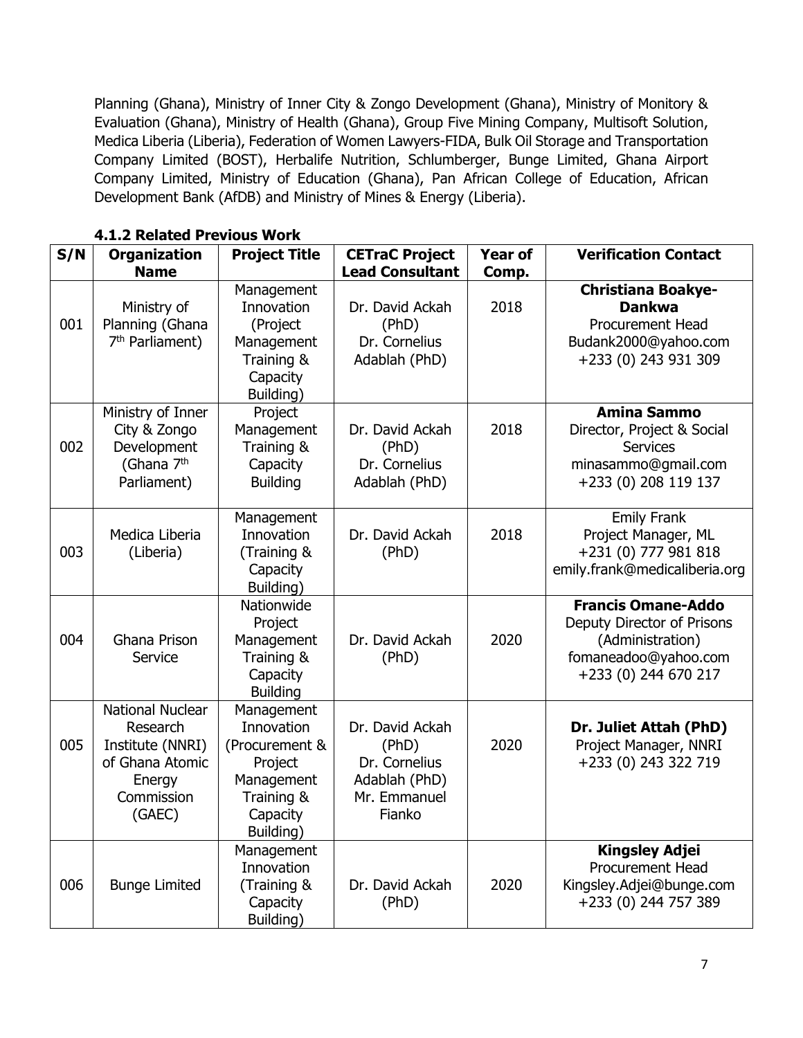Planning (Ghana), Ministry of Inner City & Zongo Development (Ghana), Ministry of Monitory & Evaluation (Ghana), Ministry of Health (Ghana), Group Five Mining Company, Multisoft Solution, Medica Liberia (Liberia), Federation of Women Lawyers-FIDA, Bulk Oil Storage and Transportation Company Limited (BOST), Herbalife Nutrition, Schlumberger, Bunge Limited, Ghana Airport Company Limited, Ministry of Education (Ghana), Pan African College of Education, African Development Bank (AfDB) and Ministry of Mines & Energy (Liberia).

### 4.1.2 Related Previous Work

| S/N | Organization Name | Project Title | CETraC Project Lead Consultant | Year of Comp. | Verification Contact |
|---|---|---|---|---|---|
| 001 | Ministry of Planning (Ghana 7th Parliament) | Management Innovation (Project Management Training & Capacity Building) | Dr. David Ackah (PhD) Dr. Cornelius Adablah (PhD) | 2018 | **Christiana Boakye-Dankwa** Procurement Head Budank2000@yahoo.com +233 (0) 243 931 309 |
| 002 | Ministry of Inner City & Zongo Development (Ghana 7th Parliament) | Project Management Training & Capacity Building | Dr. David Ackah (PhD) Dr. Cornelius Adablah (PhD) | 2018 | **Amina Sammo** Director, Project & Social Services minasammo@gmail.com +233 (0) 208 119 137 |
| 003 | Medica Liberia (Liberia) | Management Innovation (Training & Capacity Building) | Dr. David Ackah (PhD) | 2018 | Emily Frank Project Manager, ML +231 (0) 777 981 818 emily.frank@medicaliberia.org |
| 004 | Ghana Prison Service | Nationwide Project Management Training & Capacity Building | Dr. David Ackah (PhD) | 2020 | **Francis Omane-Addo** Deputy Director of Prisons (Administration) fomaneadoo@yahoo.com +233 (0) 244 670 217 |
| 005 | National Nuclear Research Institute (NNRI) of Ghana Atomic Energy Commission (GAEC) | Management Innovation (Procurement & Project Management Training & Capacity Building) | Dr. David Ackah (PhD) Dr. Cornelius Adablah (PhD) Mr. Emmanuel Fianko | 2020 | **Dr. Juliet Attah (PhD)** Project Manager, NNRI +233 (0) 243 322 719 |
| 006 | Bunge Limited | Management Innovation (Training & Capacity Building) | Dr. David Ackah (PhD) | 2020 | **Kingsley Adjei** Procurement Head Kingsley.Adjei@bunge.com +233 (0) 244 757 389 |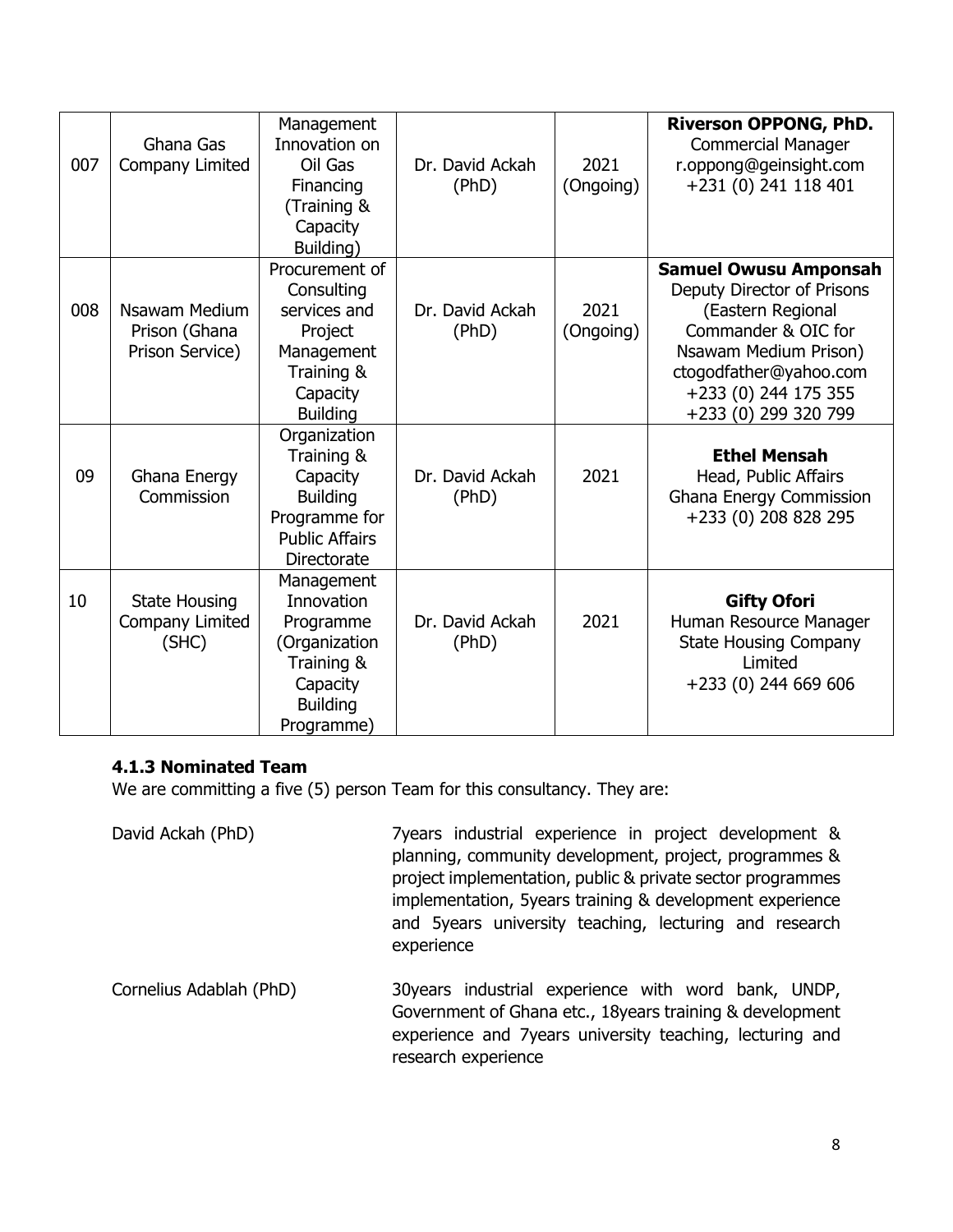| 007 | Ghana Gas Company Limited | Management Innovation on Oil Gas Financing (Training & Capacity Building) | Dr. David Ackah (PhD) | 2021 (Ongoing) | **Riverson OPPONG, PhD.** Commercial Manager r.oppong@geinsight.com +231 (0) 241 118 401 |
|---|---|---|---|---|---|
| 008 | Nsawam Medium Prison (Ghana Prison Service) | Procurement of Consulting services and Project Management Training & Capacity Building | Dr. David Ackah (PhD) | 2021 (Ongoing) | **Samuel Owusu Amponsah** Deputy Director of Prisons (Eastern Regional Commander & OIC for Nsawam Medium Prison) ctogodfather@yahoo.com +233 (0) 244 175 355 +233 (0) 299 320 799 |
| 09 | Ghana Energy Commission | Organization Training & Capacity Building Programme for Public Affairs Directorate | Dr. David Ackah (PhD) | 2021 | **Ethel Mensah** Head, Public Affairs Ghana Energy Commission +233 (0) 208 828 295 |
| 10 | State Housing Company Limited (SHC) | Management Innovation Programme (Organization Training & Capacity Building Programme) | Dr. David Ackah (PhD) | 2021 | **Gifty Ofori** Human Resource Manager State Housing Company Limited +233 (0) 244 669 606 |

#### 4.1.3 Nominated Team

We are committing a five (5) person Team for this consultancy. They are:

David Ackah (PhD) — 7years industrial experience in project development & planning, community development, project, programmes & project implementation, public & private sector programmes implementation, 5years training & development experience and 5years university teaching, lecturing and research experience

Cornelius Adablah (PhD) — 30years industrial experience with word bank, UNDP, Government of Ghana etc., 18years training & development experience and 7years university teaching, lecturing and research experience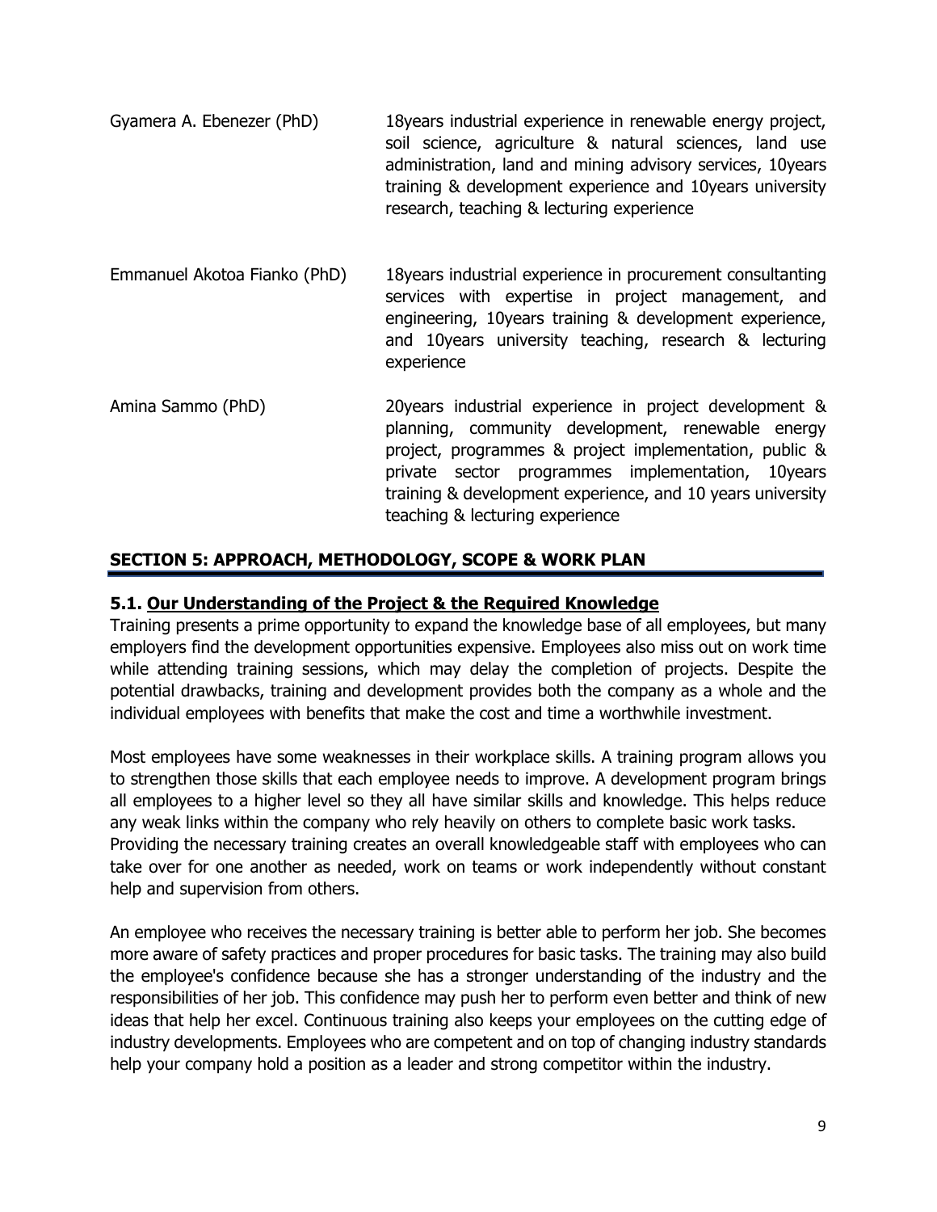| | |
|---|---|
| Gyamera A. Ebenezer (PhD) | 18years industrial experience in renewable energy project, soil science, agriculture & natural sciences, land use administration, land and mining advisory services, 10years training & development experience and 10years university research, teaching & lecturing experience |
| Emmanuel Akotoa Fianko (PhD) | 18years industrial experience in procurement consultanting services with expertise in project management, and engineering, 10years training & development experience, and 10years university teaching, research & lecturing experience |
| Amina Sammo (PhD) | 20years industrial experience in project development & planning, community development, renewable energy project, programmes & project implementation, public & private sector programmes implementation, 10years training & development experience, and 10 years university teaching & lecturing experience |

## SECTION 5: APPROACH, METHODOLOGY, SCOPE & WORK PLAN

### 5.1. Our Understanding of the Project & the Required Knowledge

Training presents a prime opportunity to expand the knowledge base of all employees, but many employers find the development opportunities expensive. Employees also miss out on work time while attending training sessions, which may delay the completion of projects. Despite the potential drawbacks, training and development provides both the company as a whole and the individual employees with benefits that make the cost and time a worthwhile investment.

Most employees have some weaknesses in their workplace skills. A training program allows you to strengthen those skills that each employee needs to improve. A development program brings all employees to a higher level so they all have similar skills and knowledge. This helps reduce any weak links within the company who rely heavily on others to complete basic work tasks. Providing the necessary training creates an overall knowledgeable staff with employees who can take over for one another as needed, work on teams or work independently without constant help and supervision from others.

An employee who receives the necessary training is better able to perform her job. She becomes more aware of safety practices and proper procedures for basic tasks. The training may also build the employee's confidence because she has a stronger understanding of the industry and the responsibilities of her job. This confidence may push her to perform even better and think of new ideas that help her excel. Continuous training also keeps your employees on the cutting edge of industry developments. Employees who are competent and on top of changing industry standards help your company hold a position as a leader and strong competitor within the industry.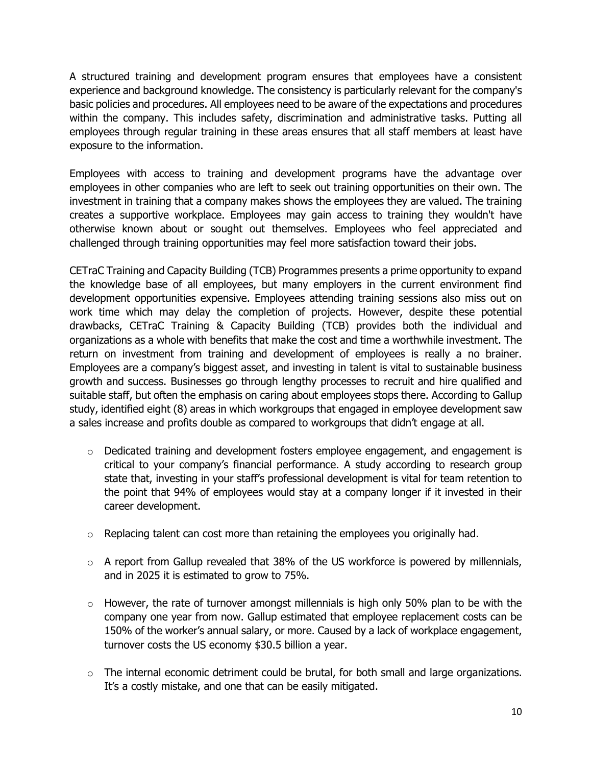A structured training and development program ensures that employees have a consistent experience and background knowledge. The consistency is particularly relevant for the company's basic policies and procedures. All employees need to be aware of the expectations and procedures within the company. This includes safety, discrimination and administrative tasks. Putting all employees through regular training in these areas ensures that all staff members at least have exposure to the information.

Employees with access to training and development programs have the advantage over employees in other companies who are left to seek out training opportunities on their own. The investment in training that a company makes shows the employees they are valued. The training creates a supportive workplace. Employees may gain access to training they wouldn't have otherwise known about or sought out themselves. Employees who feel appreciated and challenged through training opportunities may feel more satisfaction toward their jobs.

CETraC Training and Capacity Building (TCB) Programmes presents a prime opportunity to expand the knowledge base of all employees, but many employers in the current environment find development opportunities expensive. Employees attending training sessions also miss out on work time which may delay the completion of projects. However, despite these potential drawbacks, CETraC Training & Capacity Building (TCB) provides both the individual and organizations as a whole with benefits that make the cost and time a worthwhile investment. The return on investment from training and development of employees is really a no brainer. Employees are a company's biggest asset, and investing in talent is vital to sustainable business growth and success. Businesses go through lengthy processes to recruit and hire qualified and suitable staff, but often the emphasis on caring about employees stops there. According to Gallup study, identified eight (8) areas in which workgroups that engaged in employee development saw a sales increase and profits double as compared to workgroups that didn't engage at all.

- Dedicated training and development fosters employee engagement, and engagement is critical to your company's financial performance. A study according to research group state that, investing in your staff's professional development is vital for team retention to the point that 94% of employees would stay at a company longer if it invested in their career development.
- Replacing talent can cost more than retaining the employees you originally had.
- A report from Gallup revealed that 38% of the US workforce is powered by millennials, and in 2025 it is estimated to grow to 75%.
- However, the rate of turnover amongst millennials is high only 50% plan to be with the company one year from now. Gallup estimated that employee replacement costs can be 150% of the worker's annual salary, or more. Caused by a lack of workplace engagement, turnover costs the US economy $30.5 billion a year.
- The internal economic detriment could be brutal, for both small and large organizations. It's a costly mistake, and one that can be easily mitigated.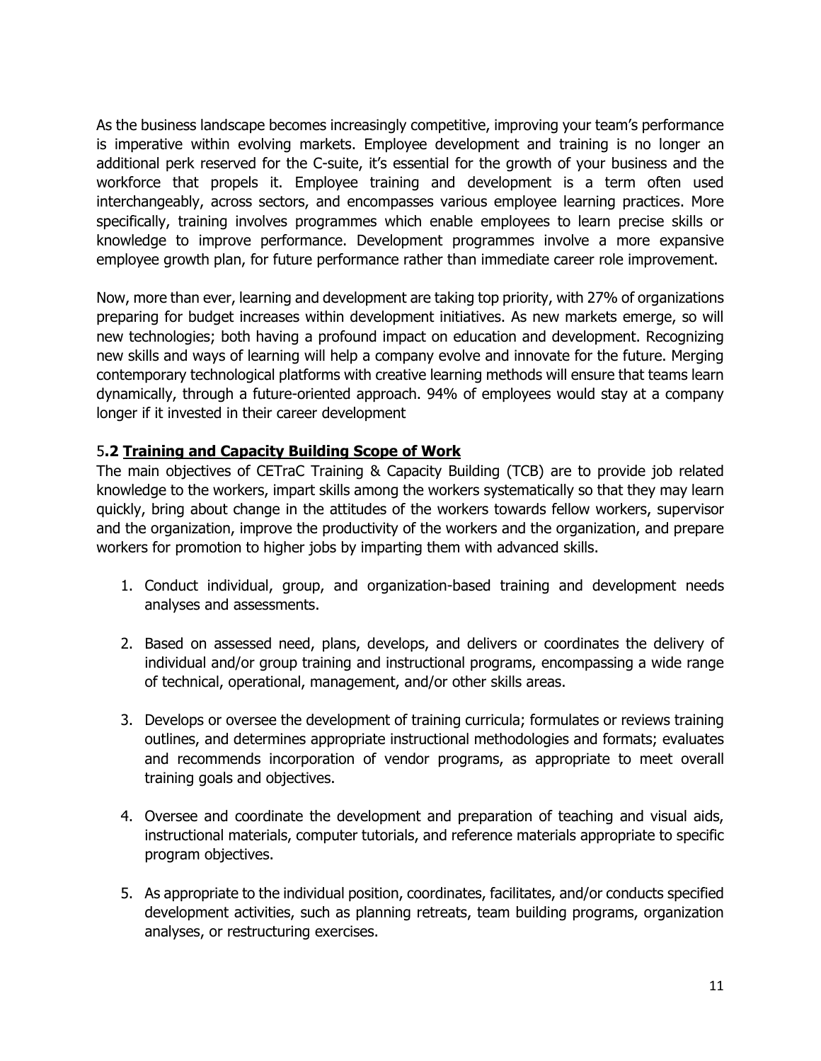As the business landscape becomes increasingly competitive, improving your team's performance is imperative within evolving markets. Employee development and training is no longer an additional perk reserved for the C-suite, it's essential for the growth of your business and the workforce that propels it. Employee training and development is a term often used interchangeably, across sectors, and encompasses various employee learning practices. More specifically, training involves programmes which enable employees to learn precise skills or knowledge to improve performance. Development programmes involve a more expansive employee growth plan, for future performance rather than immediate career role improvement.

Now, more than ever, learning and development are taking top priority, with 27% of organizations preparing for budget increases within development initiatives. As new markets emerge, so will new technologies; both having a profound impact on education and development. Recognizing new skills and ways of learning will help a company evolve and innovate for the future. Merging contemporary technological platforms with creative learning methods will ensure that teams learn dynamically, through a future-oriented approach. 94% of employees would stay at a company longer if it invested in their career development

### 5.2 Training and Capacity Building Scope of Work

The main objectives of CETraC Training & Capacity Building (TCB) are to provide job related knowledge to the workers, impart skills among the workers systematically so that they may learn quickly, bring about change in the attitudes of the workers towards fellow workers, supervisor and the organization, improve the productivity of the workers and the organization, and prepare workers for promotion to higher jobs by imparting them with advanced skills.

1. Conduct individual, group, and organization-based training and development needs analyses and assessments.

2. Based on assessed need, plans, develops, and delivers or coordinates the delivery of individual and/or group training and instructional programs, encompassing a wide range of technical, operational, management, and/or other skills areas.

3. Develops or oversee the development of training curricula; formulates or reviews training outlines, and determines appropriate instructional methodologies and formats; evaluates and recommends incorporation of vendor programs, as appropriate to meet overall training goals and objectives.

4. Oversee and coordinate the development and preparation of teaching and visual aids, instructional materials, computer tutorials, and reference materials appropriate to specific program objectives.

5. As appropriate to the individual position, coordinates, facilitates, and/or conducts specified development activities, such as planning retreats, team building programs, organization analyses, or restructuring exercises.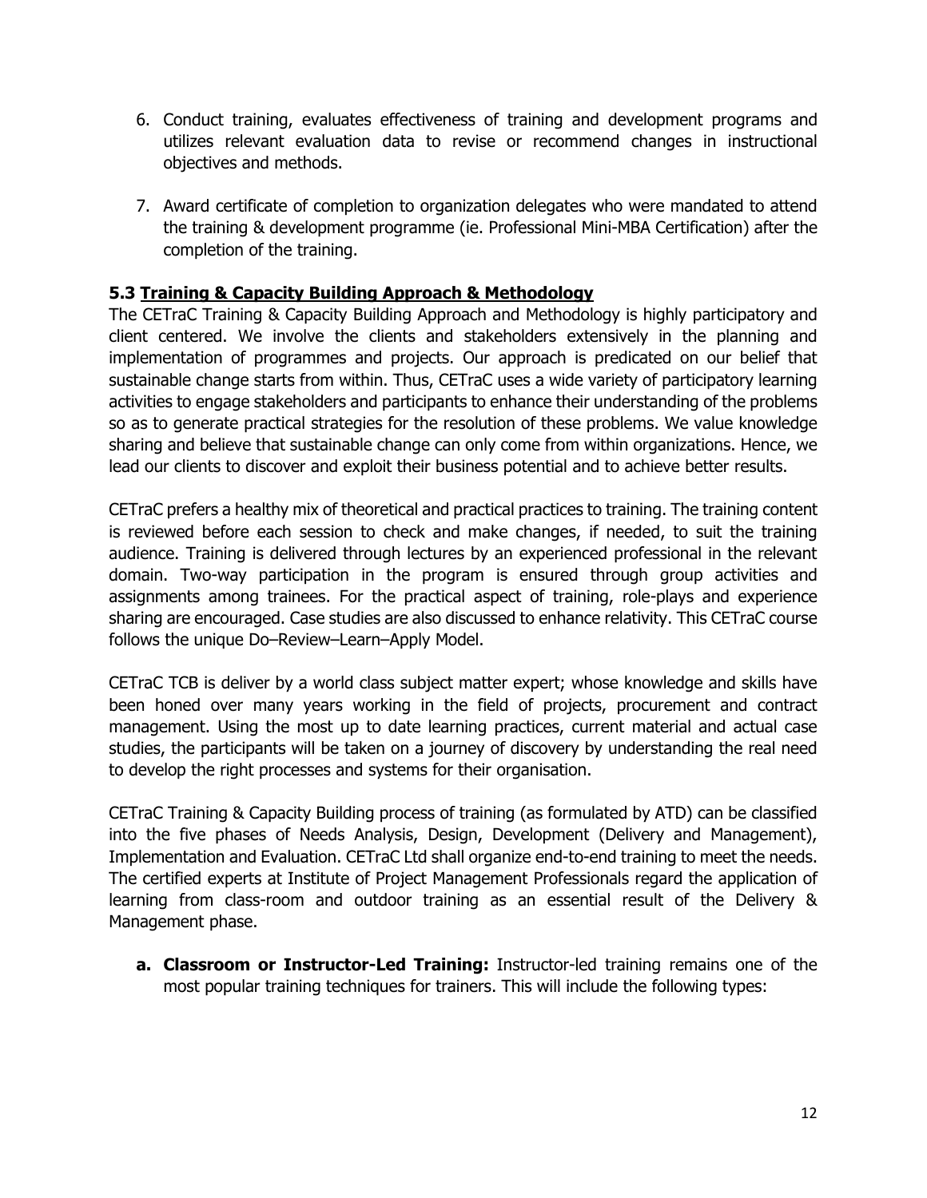6. Conduct training, evaluates effectiveness of training and development programs and utilizes relevant evaluation data to revise or recommend changes in instructional objectives and methods.

7. Award certificate of completion to organization delegates who were mandated to attend the training & development programme (ie. Professional Mini-MBA Certification) after the completion of the training.

### 5.3 Training & Capacity Building Approach & Methodology

The CETraC Training & Capacity Building Approach and Methodology is highly participatory and client centered. We involve the clients and stakeholders extensively in the planning and implementation of programmes and projects. Our approach is predicated on our belief that sustainable change starts from within. Thus, CETraC uses a wide variety of participatory learning activities to engage stakeholders and participants to enhance their understanding of the problems so as to generate practical strategies for the resolution of these problems. We value knowledge sharing and believe that sustainable change can only come from within organizations. Hence, we lead our clients to discover and exploit their business potential and to achieve better results.

CETraC prefers a healthy mix of theoretical and practical practices to training. The training content is reviewed before each session to check and make changes, if needed, to suit the training audience. Training is delivered through lectures by an experienced professional in the relevant domain. Two-way participation in the program is ensured through group activities and assignments among trainees. For the practical aspect of training, role-plays and experience sharing are encouraged. Case studies are also discussed to enhance relativity. This CETraC course follows the unique Do–Review–Learn–Apply Model.

CETraC TCB is deliver by a world class subject matter expert; whose knowledge and skills have been honed over many years working in the field of projects, procurement and contract management. Using the most up to date learning practices, current material and actual case studies, the participants will be taken on a journey of discovery by understanding the real need to develop the right processes and systems for their organisation.

CETraC Training & Capacity Building process of training (as formulated by ATD) can be classified into the five phases of Needs Analysis, Design, Development (Delivery and Management), Implementation and Evaluation. CETraC Ltd shall organize end-to-end training to meet the needs. The certified experts at Institute of Project Management Professionals regard the application of learning from class-room and outdoor training as an essential result of the Delivery & Management phase.

a. **Classroom or Instructor-Led Training:** Instructor-led training remains one of the most popular training techniques for trainers. This will include the following types: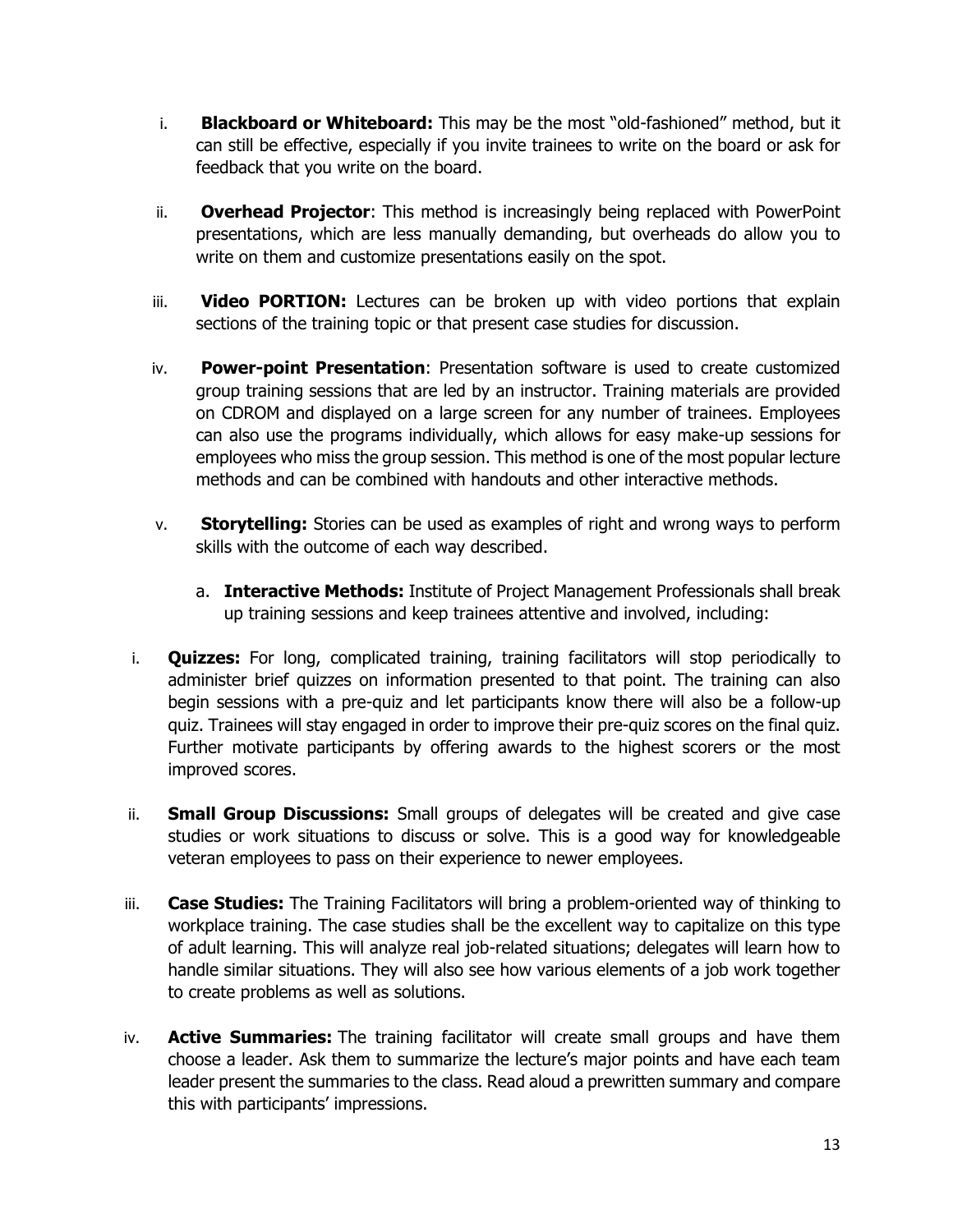i. **Blackboard or Whiteboard:** This may be the most "old-fashioned" method, but it can still be effective, especially if you invite trainees to write on the board or ask for feedback that you write on the board.

ii. **Overhead Projector**: This method is increasingly being replaced with PowerPoint presentations, which are less manually demanding, but overheads do allow you to write on them and customize presentations easily on the spot.

iii. **Video PORTION:** Lectures can be broken up with video portions that explain sections of the training topic or that present case studies for discussion.

iv. **Power-point Presentation**: Presentation software is used to create customized group training sessions that are led by an instructor. Training materials are provided on CDROM and displayed on a large screen for any number of trainees. Employees can also use the programs individually, which allows for easy make-up sessions for employees who miss the group session. This method is one of the most popular lecture methods and can be combined with handouts and other interactive methods.

v. **Storytelling:** Stories can be used as examples of right and wrong ways to perform skills with the outcome of each way described.

a. **Interactive Methods:** Institute of Project Management Professionals shall break up training sessions and keep trainees attentive and involved, including:

i. **Quizzes:** For long, complicated training, training facilitators will stop periodically to administer brief quizzes on information presented to that point. The training can also begin sessions with a pre-quiz and let participants know there will also be a follow-up quiz. Trainees will stay engaged in order to improve their pre-quiz scores on the final quiz. Further motivate participants by offering awards to the highest scorers or the most improved scores.

ii. **Small Group Discussions:** Small groups of delegates will be created and give case studies or work situations to discuss or solve. This is a good way for knowledgeable veteran employees to pass on their experience to newer employees.

iii. **Case Studies:** The Training Facilitators will bring a problem-oriented way of thinking to workplace training. The case studies shall be the excellent way to capitalize on this type of adult learning. This will analyze real job-related situations; delegates will learn how to handle similar situations. They will also see how various elements of a job work together to create problems as well as solutions.

iv. **Active Summaries:** The training facilitator will create small groups and have them choose a leader. Ask them to summarize the lecture's major points and have each team leader present the summaries to the class. Read aloud a prewritten summary and compare this with participants' impressions.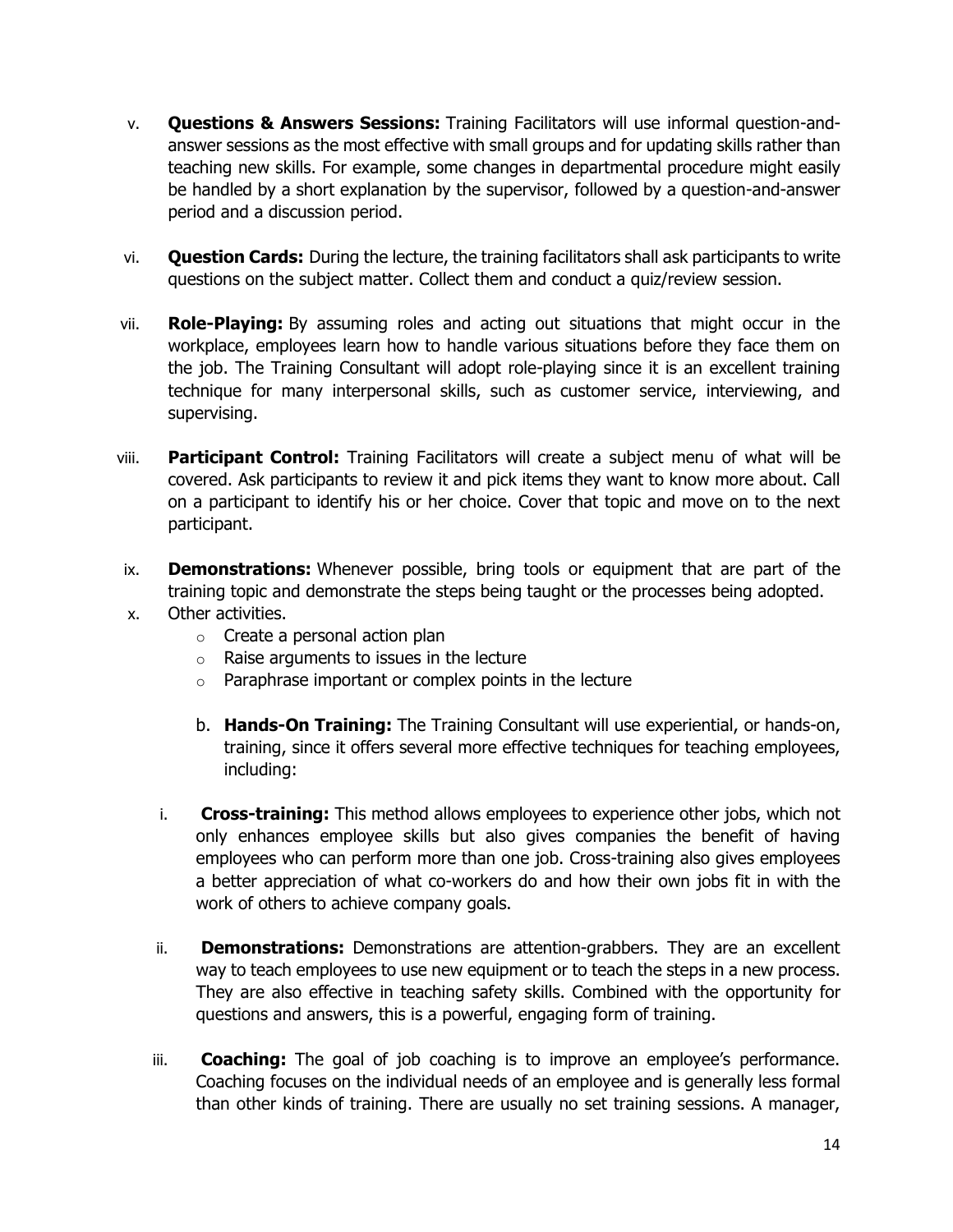v. **Questions & Answers Sessions:** Training Facilitators will use informal question-and-answer sessions as the most effective with small groups and for updating skills rather than teaching new skills. For example, some changes in departmental procedure might easily be handled by a short explanation by the supervisor, followed by a question-and-answer period and a discussion period.

vi. **Question Cards:** During the lecture, the training facilitators shall ask participants to write questions on the subject matter. Collect them and conduct a quiz/review session.

vii. **Role-Playing:** By assuming roles and acting out situations that might occur in the workplace, employees learn how to handle various situations before they face them on the job. The Training Consultant will adopt role-playing since it is an excellent training technique for many interpersonal skills, such as customer service, interviewing, and supervising.

viii. **Participant Control:** Training Facilitators will create a subject menu of what will be covered. Ask participants to review it and pick items they want to know more about. Call on a participant to identify his or her choice. Cover that topic and move on to the next participant.

ix. **Demonstrations:** Whenever possible, bring tools or equipment that are part of the training topic and demonstrate the steps being taught or the processes being adopted.

x. Other activities.
   - Create a personal action plan
   - Raise arguments to issues in the lecture
   - Paraphrase important or complex points in the lecture

b. **Hands-On Training:** The Training Consultant will use experiential, or hands-on, training, since it offers several more effective techniques for teaching employees, including:

i. **Cross-training:** This method allows employees to experience other jobs, which not only enhances employee skills but also gives companies the benefit of having employees who can perform more than one job. Cross-training also gives employees a better appreciation of what co-workers do and how their own jobs fit in with the work of others to achieve company goals.

ii. **Demonstrations:** Demonstrations are attention-grabbers. They are an excellent way to teach employees to use new equipment or to teach the steps in a new process. They are also effective in teaching safety skills. Combined with the opportunity for questions and answers, this is a powerful, engaging form of training.

iii. **Coaching:** The goal of job coaching is to improve an employee's performance. Coaching focuses on the individual needs of an employee and is generally less formal than other kinds of training. There are usually no set training sessions. A manager,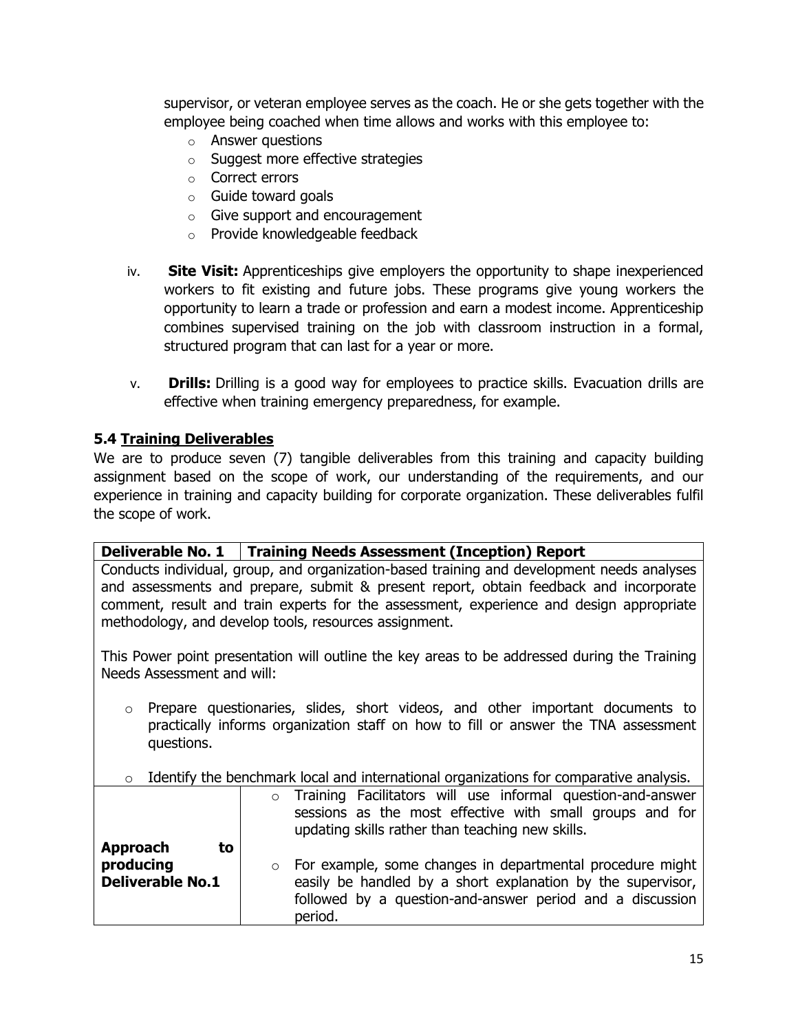supervisor, or veteran employee serves as the coach. He or she gets together with the employee being coached when time allows and works with this employee to:

- Answer questions
- Suggest more effective strategies
- Correct errors
- Guide toward goals
- Give support and encouragement
- Provide knowledgeable feedback

iv. **Site Visit:** Apprenticeships give employers the opportunity to shape inexperienced workers to fit existing and future jobs. These programs give young workers the opportunity to learn a trade or profession and earn a modest income. Apprenticeship combines supervised training on the job with classroom instruction in a formal, structured program that can last for a year or more.

v. **Drills:** Drilling is a good way for employees to practice skills. Evacuation drills are effective when training emergency preparedness, for example.

### 5.4 Training Deliverables

We are to produce seven (7) tangible deliverables from this training and capacity building assignment based on the scope of work, our understanding of the requirements, and our experience in training and capacity building for corporate organization. These deliverables fulfil the scope of work.

| **Deliverable No. 1** | **Training Needs Assessment (Inception) Report** |
|---|---|
| Conducts individual, group, and organization-based training and development needs analyses and assessments and prepare, submit & present report, obtain feedback and incorporate comment, result and train experts for the assessment, experience and design appropriate methodology, and develop tools, resources assignment.<br><br>This Power point presentation will outline the key areas to be addressed during the Training Needs Assessment and will:<br><br>o Prepare questionaries, slides, short videos, and other important documents to practically informs organization staff on how to fill or answer the TNA assessment questions.<br><br>o Identify the benchmark local and international organizations for comparative analysis. | |
| **Approach to producing Deliverable No.1** | o Training Facilitators will use informal question-and-answer sessions as the most effective with small groups and for updating skills rather than teaching new skills.<br><br>o For example, some changes in departmental procedure might easily be handled by a short explanation by the supervisor, followed by a question-and-answer period and a discussion period. |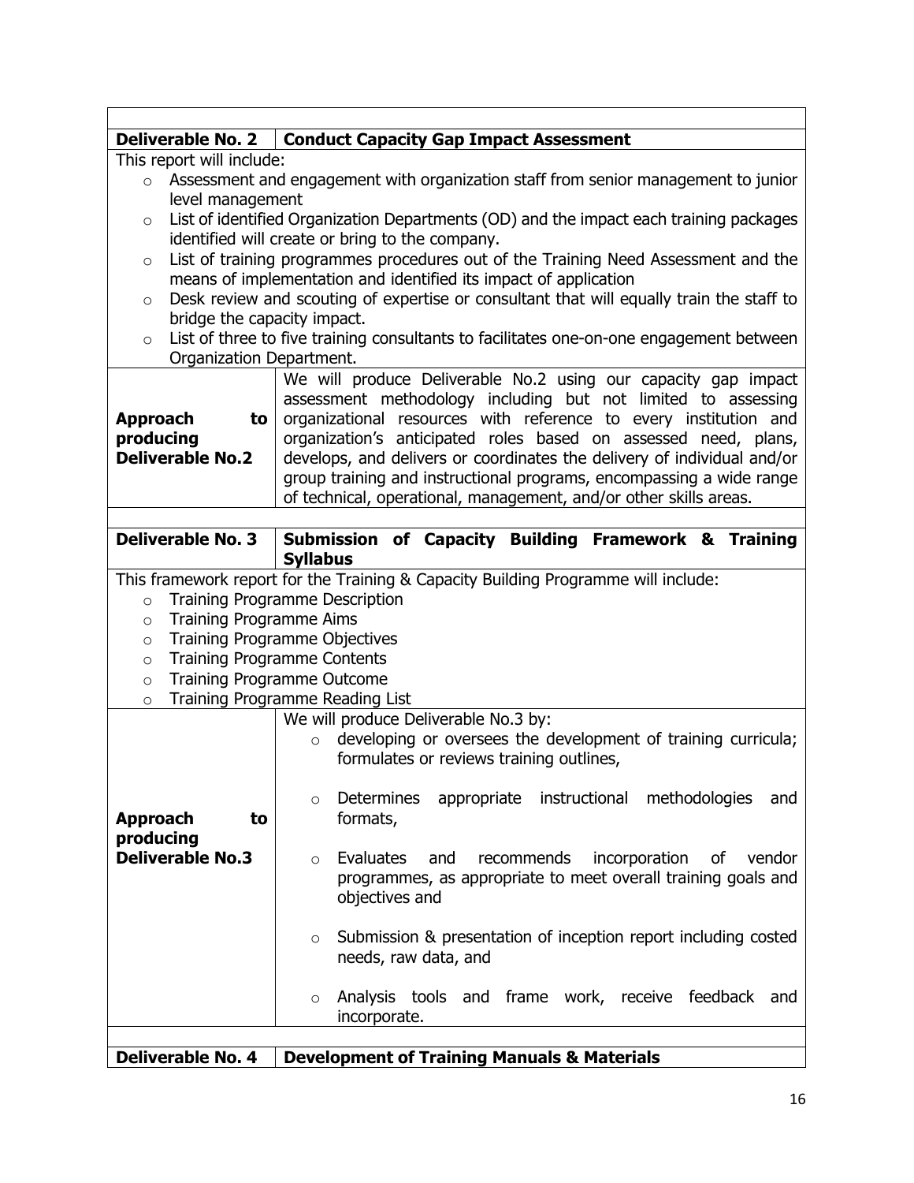| | |
|---|---|
| **Deliverable No. 2** | **Conduct Capacity Gap Impact Assessment** |
| This report will include:<br>○ Assessment and engagement with organization staff from senior management to junior level management<br>○ List of identified Organization Departments (OD) and the impact each training packages identified will create or bring to the company.<br>○ List of training programmes procedures out of the Training Need Assessment and the means of implementation and identified its impact of application<br>○ Desk review and scouting of expertise or consultant that will equally train the staff to bridge the capacity impact.<br>○ List of three to five training consultants to facilitates one-on-one engagement between Organization Department. | |
| **Approach to producing Deliverable No.2** | We will produce Deliverable No.2 using our capacity gap impact assessment methodology including but not limited to assessing organizational resources with reference to every institution and organization's anticipated roles based on assessed need, plans, develops, and delivers or coordinates the delivery of individual and/or group training and instructional programs, encompassing a wide range of technical, operational, management, and/or other skills areas. |
| | |
| **Deliverable No. 3** | **Submission of Capacity Building Framework & Training Syllabus** |
| This framework report for the Training & Capacity Building Programme will include:<br>○ Training Programme Description<br>○ Training Programme Aims<br>○ Training Programme Objectives<br>○ Training Programme Contents<br>○ Training Programme Outcome<br>○ Training Programme Reading List | |
| **Approach to producing Deliverable No.3** | We will produce Deliverable No.3 by:<br>○ developing or oversees the development of training curricula; formulates or reviews training outlines,<br>○ Determines appropriate instructional methodologies and formats,<br>○ Evaluates and recommends incorporation of vendor programmes, as appropriate to meet overall training goals and objectives and<br>○ Submission & presentation of inception report including costed needs, raw data, and<br>○ Analysis tools and frame work, receive feedback and incorporate. |
| | |
| **Deliverable No. 4** | **Development of Training Manuals & Materials** |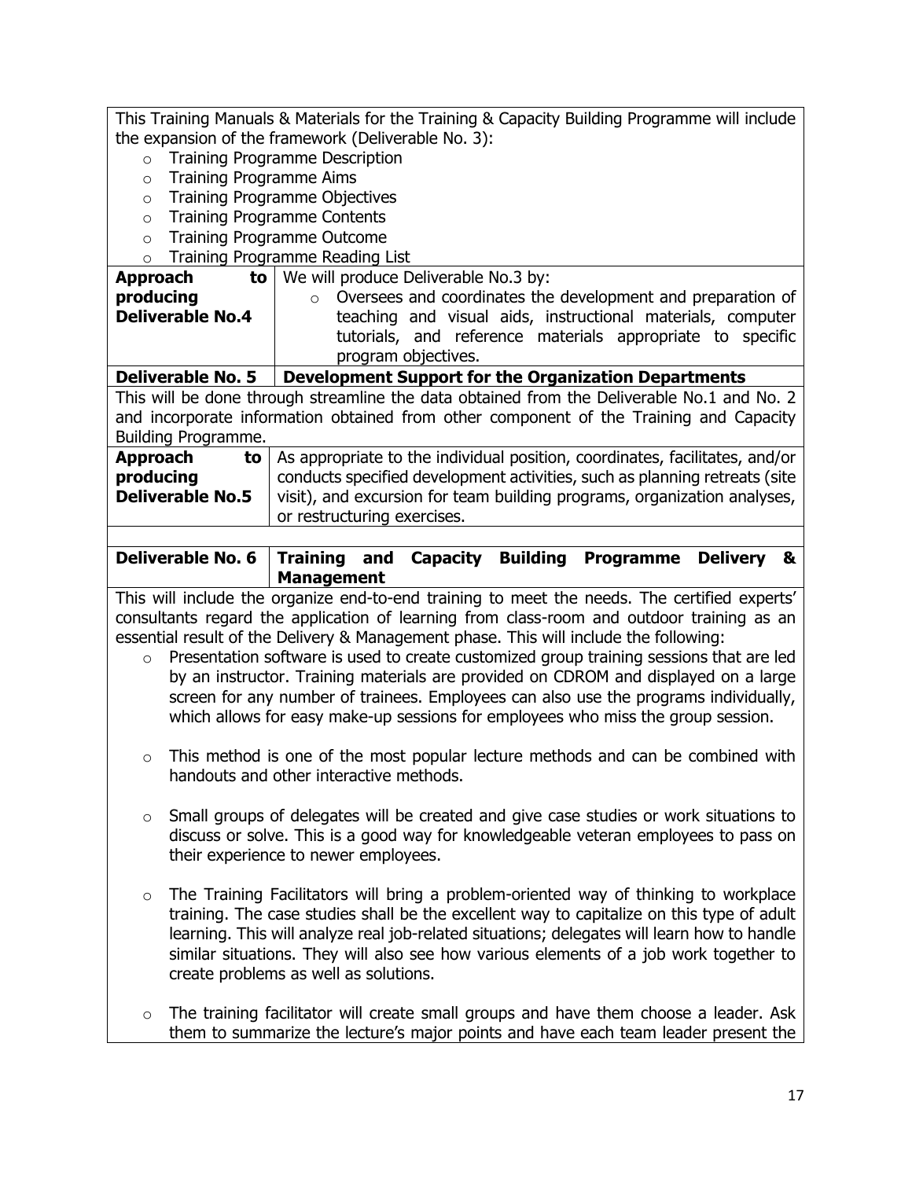This Training Manuals & Materials for the Training & Capacity Building Programme will include the expansion of the framework (Deliverable No. 3):

- Training Programme Description
- Training Programme Aims
- Training Programme Objectives
- Training Programme Contents
- Training Programme Outcome
- Training Programme Reading List

| **Approach to producing Deliverable No.4** | We will produce Deliverable No.3 by:<br>◦ Oversees and coordinates the development and preparation of teaching and visual aids, instructional materials, computer tutorials, and reference materials appropriate to specific program objectives. |
|---|---|
| **Deliverable No. 5** | **Development Support for the Organization Departments** |

This will be done through streamline the data obtained from the Deliverable No.1 and No. 2 and incorporate information obtained from other component of the Training and Capacity Building Programme.

| **Approach to producing Deliverable No.5** | As appropriate to the individual position, coordinates, facilitates, and/or conducts specified development activities, such as planning retreats (site visit), and excursion for team building programs, organization analyses, or restructuring exercises. |
|---|---|
| **Deliverable No. 6** | **Training and Capacity Building Programme Delivery & Management** |

This will include the organize end-to-end training to meet the needs. The certified experts' consultants regard the application of learning from class-room and outdoor training as an essential result of the Delivery & Management phase. This will include the following:

- Presentation software is used to create customized group training sessions that are led by an instructor. Training materials are provided on CDROM and displayed on a large screen for any number of trainees. Employees can also use the programs individually, which allows for easy make-up sessions for employees who miss the group session.

- This method is one of the most popular lecture methods and can be combined with handouts and other interactive methods.

- Small groups of delegates will be created and give case studies or work situations to discuss or solve. This is a good way for knowledgeable veteran employees to pass on their experience to newer employees.

- The Training Facilitators will bring a problem-oriented way of thinking to workplace training. The case studies shall be the excellent way to capitalize on this type of adult learning. This will analyze real job-related situations; delegates will learn how to handle similar situations. They will also see how various elements of a job work together to create problems as well as solutions.

- The training facilitator will create small groups and have them choose a leader. Ask them to summarize the lecture's major points and have each team leader present the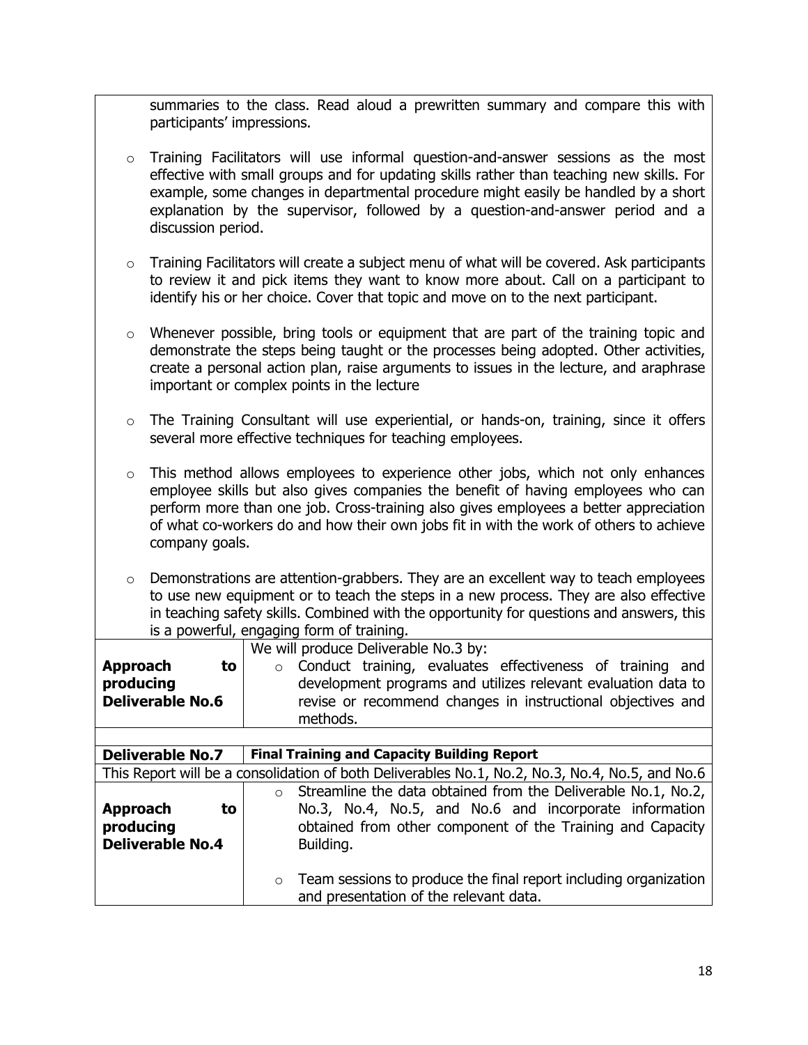summaries to the class. Read aloud a prewritten summary and compare this with participants' impressions.

- Training Facilitators will use informal question-and-answer sessions as the most effective with small groups and for updating skills rather than teaching new skills. For example, some changes in departmental procedure might easily be handled by a short explanation by the supervisor, followed by a question-and-answer period and a discussion period.

- Training Facilitators will create a subject menu of what will be covered. Ask participants to review it and pick items they want to know more about. Call on a participant to identify his or her choice. Cover that topic and move on to the next participant.

- Whenever possible, bring tools or equipment that are part of the training topic and demonstrate the steps being taught or the processes being adopted. Other activities, create a personal action plan, raise arguments to issues in the lecture, and araphrase important or complex points in the lecture

- The Training Consultant will use experiential, or hands-on, training, since it offers several more effective techniques for teaching employees.

- This method allows employees to experience other jobs, which not only enhances employee skills but also gives companies the benefit of having employees who can perform more than one job. Cross-training also gives employees a better appreciation of what co-workers do and how their own jobs fit in with the work of others to achieve company goals.

- Demonstrations are attention-grabbers. They are an excellent way to teach employees to use new equipment or to teach the steps in a new process. They are also effective in teaching safety skills. Combined with the opportunity for questions and answers, this is a powerful, engaging form of training.

| | |
|---|---|
| **Approach to producing Deliverable No.6** | We will produce Deliverable No.3 by:<br>○ Conduct training, evaluates effectiveness of training and development programs and utilizes relevant evaluation data to revise or recommend changes in instructional objectives and methods. |
| | |
| **Deliverable No.7** | **Final Training and Capacity Building Report** |
| This Report will be a consolidation of both Deliverables No.1, No.2, No.3, No.4, No.5, and No.6 | |
| **Approach to producing Deliverable No.4** | ○ Streamline the data obtained from the Deliverable No.1, No.2, No.3, No.4, No.5, and No.6 and incorporate information obtained from other component of the Training and Capacity Building.<br><br>○ Team sessions to produce the final report including organization and presentation of the relevant data. |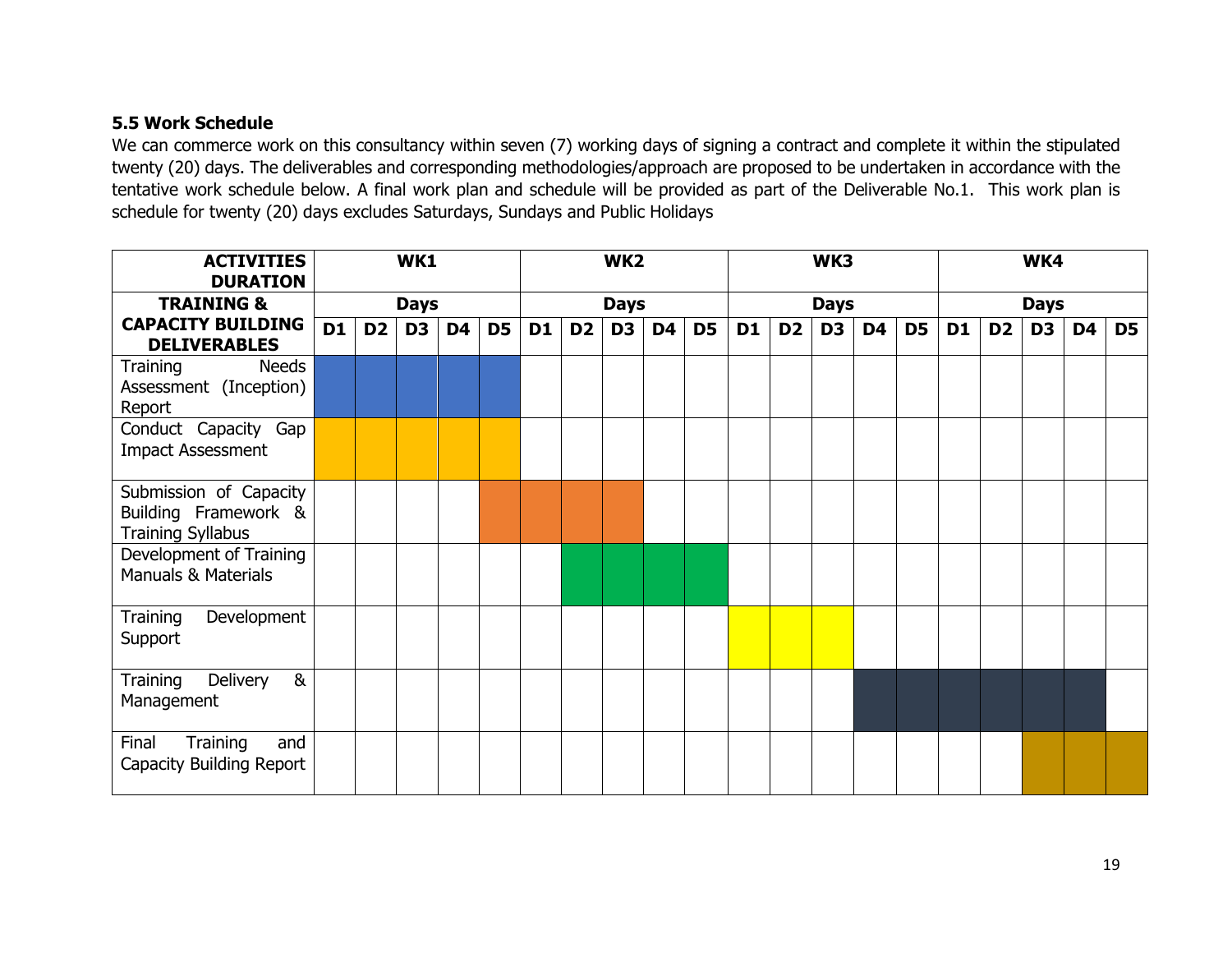### 5.5 Work Schedule

We can commerce work on this consultancy within seven (7) working days of signing a contract and complete it within the stipulated twenty (20) days. The deliverables and corresponding methodologies/approach are proposed to be undertaken in accordance with the tentative work schedule below. A final work plan and schedule will be provided as part of the Deliverable No.1. This work plan is schedule for twenty (20) days excludes Saturdays, Sundays and Public Holidays

| **ACTIVITIES DURATION** | **WK1** | | | | | **WK2** | | | | | **WK3** | | | | | **WK4** | | | | |
|---|---|---|---|---|---|---|---|---|---|---|---|---|---|---|---|---|---|---|---|---|
| **TRAINING & CAPACITY BUILDING DELIVERABLES** | **Days** | | | | | **Days** | | | | | **Days** | | | | | **Days** | | | | |
| | **D1** | **D2** | **D3** | **D4** | **D5** | **D1** | **D2** | **D3** | **D4** | **D5** | **D1** | **D2** | **D3** | **D4** | **D5** | **D1** | **D2** | **D3** | **D4** | **D5** |
| Training Needs Assessment (Inception) Report | ■ | ■ | ■ | ■ | ■ | | | | | | | | | | | | | | | |
| Conduct Capacity Gap Impact Assessment | ■ | ■ | ■ | ■ | ■ | | | | | | | | | | | | | | | |
| Submission of Capacity Building Framework & Training Syllabus | | | | | ■ | ■ | ■ | ■ | | | | | | | | | | | | |
| Development of Training Manuals & Materials | | | | | | | ■ | ■ | ■ | ■ | | | | | | | | | | |
| Training Development Support | | | | | | | | | | | ■ | ■ | ■ | | | | | | | |
| Training Delivery & Management | | | | | | | | | | | | | | ■ | ■ | ■ | ■ | ■ | ■ | |
| Final Training and Capacity Building Report | | | | | | | | | | | | | | | | | | ■ | ■ | ■ |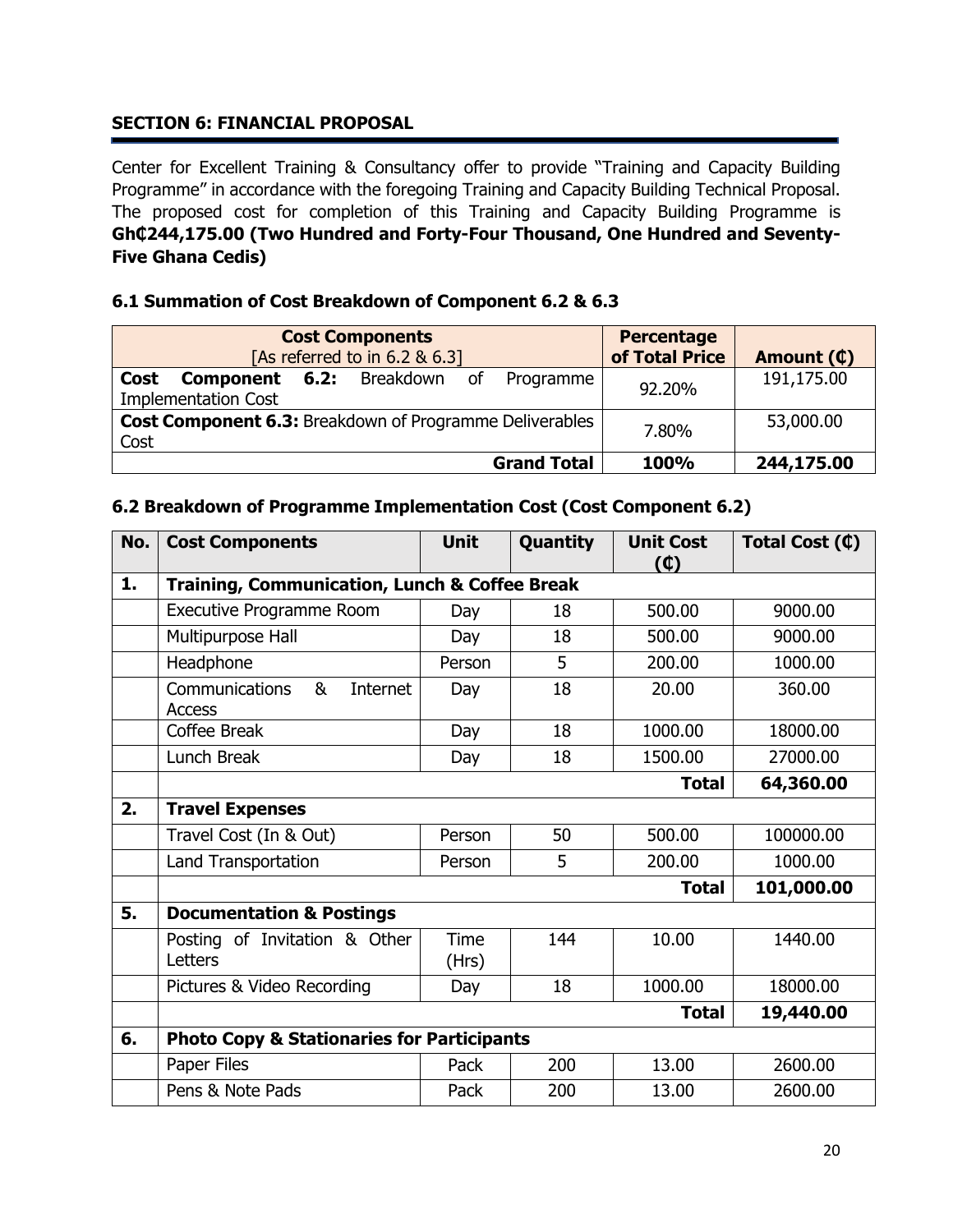**SECTION 6: FINANCIAL PROPOSAL**

Center for Excellent Training & Consultancy offer to provide "Training and Capacity Building Programme" in accordance with the foregoing Training and Capacity Building Technical Proposal. The proposed cost for completion of this Training and Capacity Building Programme is **Gh₵244,175.00 (Two Hundred and Forty-Four Thousand, One Hundred and Seventy-Five Ghana Cedis)**

### 6.1 Summation of Cost Breakdown of Component 6.2 & 6.3

| **Cost Components** [As referred to in 6.2 & 6.3] | **Percentage of Total Price** | **Amount (₵)** |
|---|---|---|
| **Cost Component 6.2:** Breakdown of Programme Implementation Cost | 92.20% | 191,175.00 |
| **Cost Component 6.3:** Breakdown of Programme Deliverables Cost | 7.80% | 53,000.00 |
| **Grand Total** | **100%** | **244,175.00** |

### 6.2 Breakdown of Programme Implementation Cost (Cost Component 6.2)

| No. | Cost Components | Unit | Quantity | Unit Cost (₵) | Total Cost (₵) |
|---|---|---|---|---|---|
| **1.** | **Training, Communication, Lunch & Coffee Break** | | | | |
| | Executive Programme Room | Day | 18 | 500.00 | 9000.00 |
| | Multipurpose Hall | Day | 18 | 500.00 | 9000.00 |
| | Headphone | Person | 5 | 200.00 | 1000.00 |
| | Communications & Internet Access | Day | 18 | 20.00 | 360.00 |
| | Coffee Break | Day | 18 | 1000.00 | 18000.00 |
| | Lunch Break | Day | 18 | 1500.00 | 27000.00 |
| | | | | **Total** | **64,360.00** |
| **2.** | **Travel Expenses** | | | | |
| | Travel Cost (In & Out) | Person | 50 | 500.00 | 100000.00 |
| | Land Transportation | Person | 5 | 200.00 | 1000.00 |
| | | | | **Total** | **101,000.00** |
| **5.** | **Documentation & Postings** | | | | |
| | Posting of Invitation & Other Letters | Time (Hrs) | 144 | 10.00 | 1440.00 |
| | Pictures & Video Recording | Day | 18 | 1000.00 | 18000.00 |
| | | | | **Total** | **19,440.00** |
| **6.** | **Photo Copy & Stationaries for Participants** | | | | |
| | Paper Files | Pack | 200 | 13.00 | 2600.00 |
| | Pens & Note Pads | Pack | 200 | 13.00 | 2600.00 |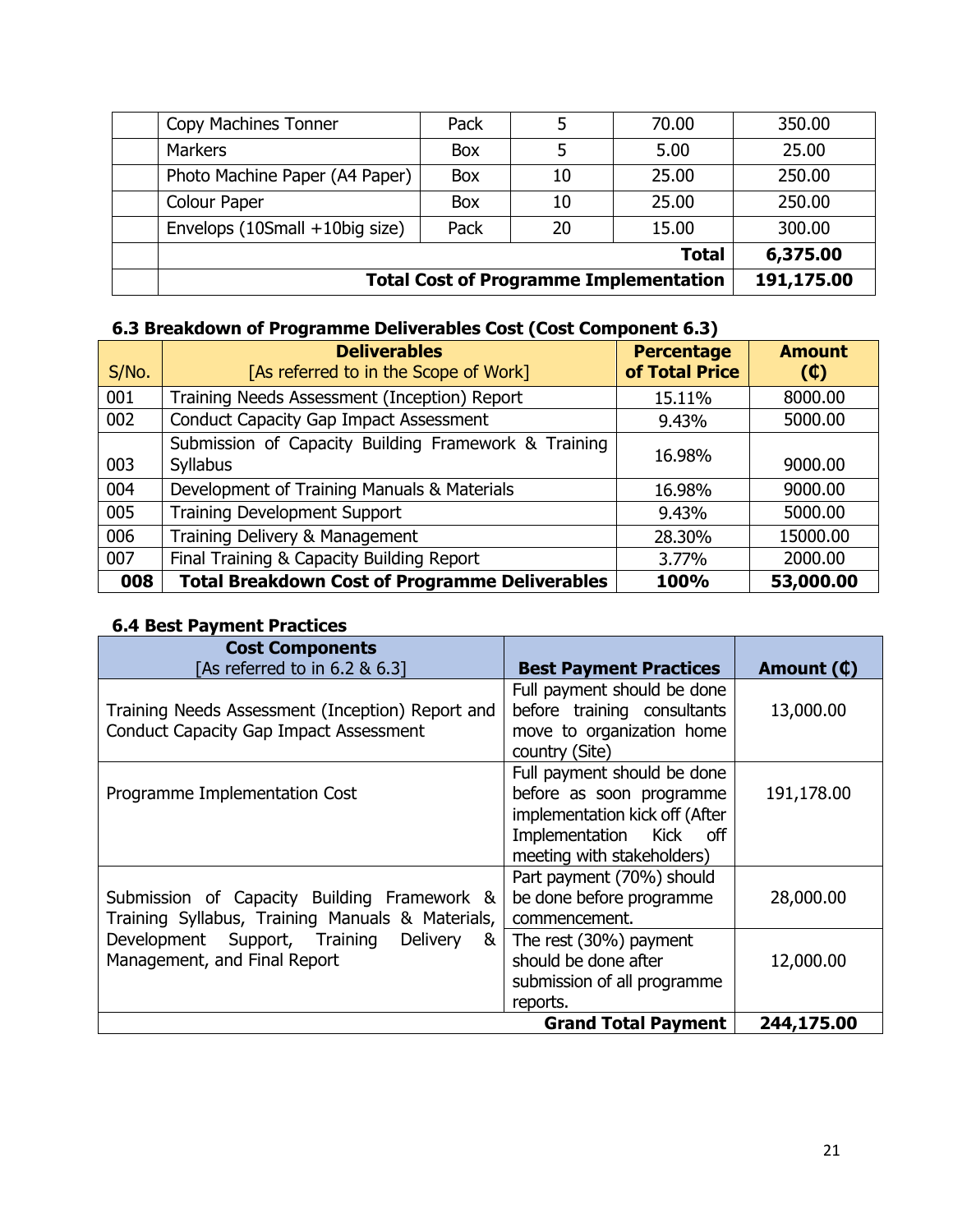| | Copy Machines Tonner | Pack | 5 | 70.00 | 350.00 |
|---|---|---|---|---|---|
| | Markers | Box | 5 | 5.00 | 25.00 |
| | Photo Machine Paper (A4 Paper) | Box | 10 | 25.00 | 250.00 |
| | Colour Paper | Box | 10 | 25.00 | 250.00 |
| | Envelops (10Small +10big size) | Pack | 20 | 15.00 | 300.00 |
| | | | | **Total** | **6,375.00** |
| | | | | **Total Cost of Programme Implementation** | **191,175.00** |

### 6.3 Breakdown of Programme Deliverables Cost (Cost Component 6.3)

| S/No. | **Deliverables** [As referred to in the Scope of Work] | **Percentage of Total Price** | **Amount (₵)** |
|---|---|---|---|
| 001 | Training Needs Assessment (Inception) Report | 15.11% | 8000.00 |
| 002 | Conduct Capacity Gap Impact Assessment | 9.43% | 5000.00 |
| 003 | Submission of Capacity Building Framework & Training Syllabus | 16.98% | 9000.00 |
| 004 | Development of Training Manuals & Materials | 16.98% | 9000.00 |
| 005 | Training Development Support | 9.43% | 5000.00 |
| 006 | Training Delivery & Management | 28.30% | 15000.00 |
| 007 | Final Training & Capacity Building Report | 3.77% | 2000.00 |
| **008** | **Total Breakdown Cost of Programme Deliverables** | **100%** | **53,000.00** |

### 6.4 Best Payment Practices

| **Cost Components** [As referred to in 6.2 & 6.3] | **Best Payment Practices** | **Amount (₵)** |
|---|---|---|
| Training Needs Assessment (Inception) Report and Conduct Capacity Gap Impact Assessment | Full payment should be done before training consultants move to organization home country (Site) | 13,000.00 |
| Programme Implementation Cost | Full payment should be done before as soon programme implementation kick off (After Implementation Kick off meeting with stakeholders) | 191,178.00 |
| Submission of Capacity Building Framework & Training Syllabus, Training Manuals & Materials, Development Support, Training Delivery & Management, and Final Report | Part payment (70%) should be done before programme commencement. | 28,000.00 |
| | The rest (30%) payment should be done after submission of all programme reports. | 12,000.00 |
| | **Grand Total Payment** | **244,175.00** |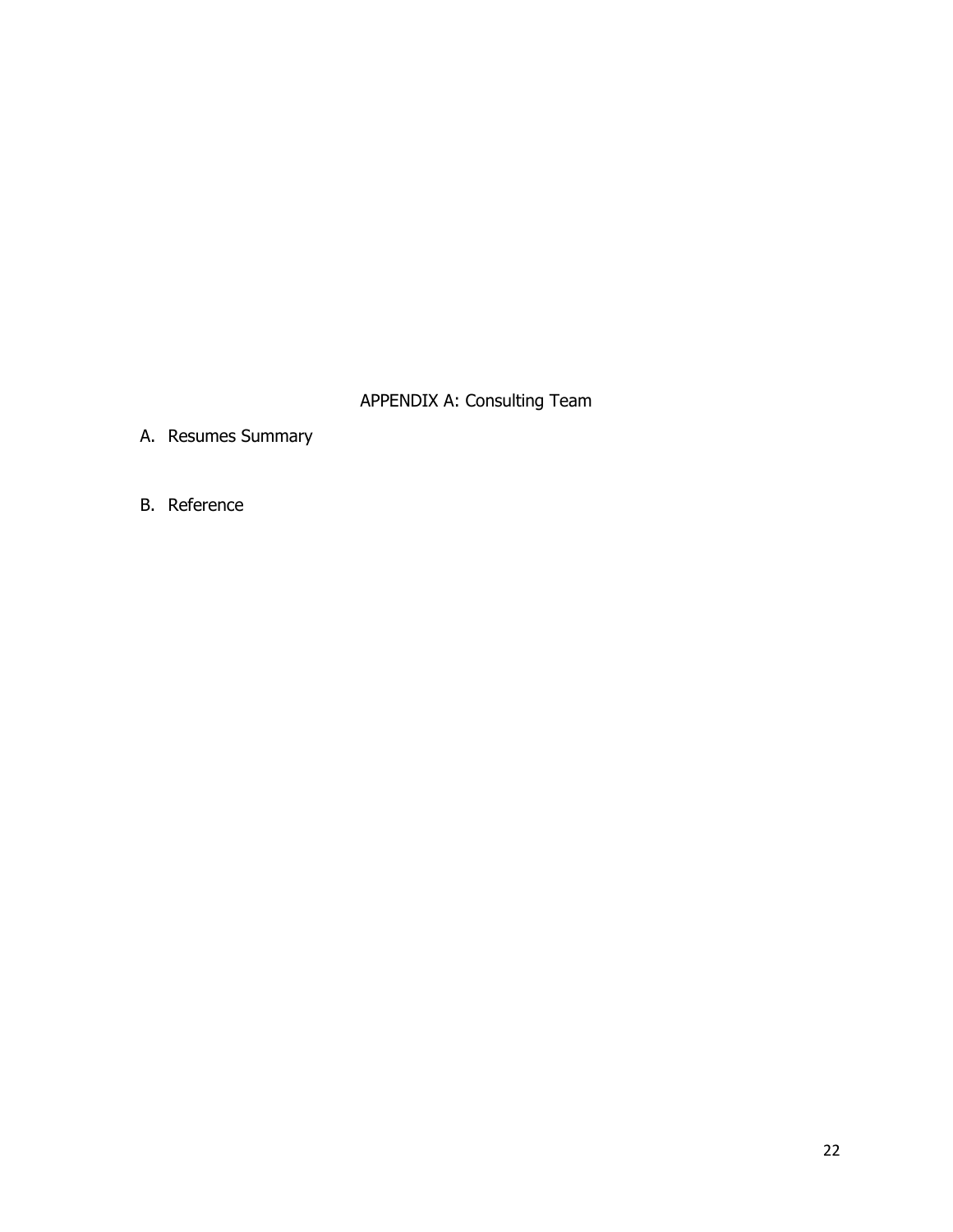# APPENDIX A: Consulting Team

A. Resumes Summary

B. Reference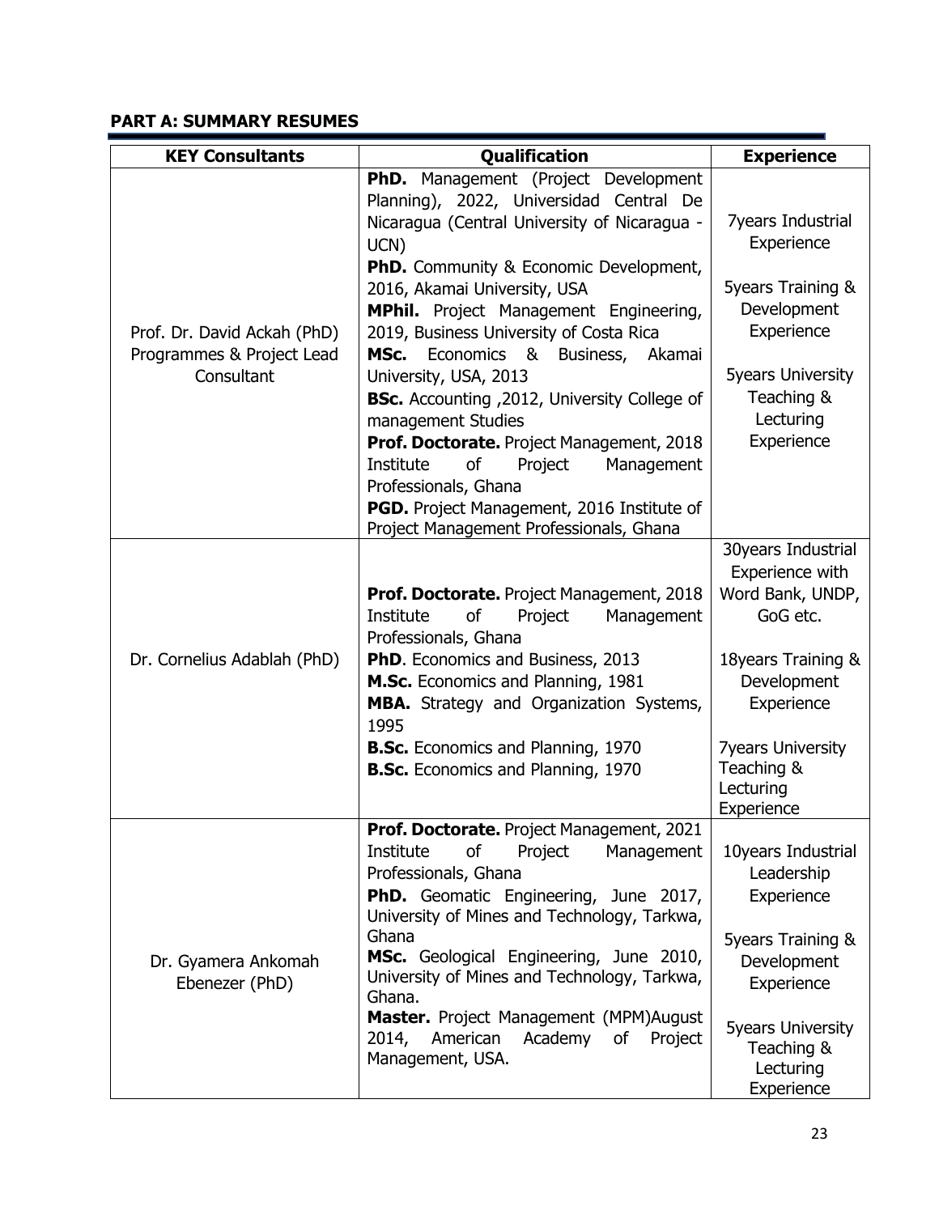## PART A: SUMMARY RESUMES

| KEY Consultants | Qualification | Experience |
| --- | --- | --- |
| Prof. Dr. David Ackah (PhD) Programmes & Project Lead Consultant | **PhD.** Management (Project Development Planning), 2022, Universidad Central De Nicaragua (Central University of Nicaragua - UCN)<br>**PhD.** Community & Economic Development, 2016, Akamai University, USA<br>**MPhil.** Project Management Engineering, 2019, Business University of Costa Rica<br>**MSc.** Economics & Business, Akamai University, USA, 2013<br>**BSc.** Accounting ,2012, University College of management Studies<br>**Prof. Doctorate.** Project Management, 2018 Institute of Project Management Professionals, Ghana<br>**PGD.** Project Management, 2016 Institute of Project Management Professionals, Ghana | 7years Industrial Experience<br><br>5years Training & Development Experience<br><br>5years University Teaching & Lecturing Experience |
| Dr. Cornelius Adablah (PhD) | **Prof. Doctorate.** Project Management, 2018 Institute of Project Management Professionals, Ghana<br>**PhD**. Economics and Business, 2013<br>**M.Sc.** Economics and Planning, 1981<br>**MBA.** Strategy and Organization Systems, 1995<br>**B.Sc.** Economics and Planning, 1970<br>**B.Sc.** Economics and Planning, 1970 | 30years Industrial Experience with Word Bank, UNDP, GoG etc.<br><br>18years Training & Development Experience<br><br>7years University Teaching & Lecturing Experience |
| Dr. Gyamera Ankomah Ebenezer (PhD) | **Prof. Doctorate.** Project Management, 2021 Institute of Project Management Professionals, Ghana<br>**PhD.** Geomatic Engineering, June 2017, University of Mines and Technology, Tarkwa, Ghana<br>**MSc.** Geological Engineering, June 2010, University of Mines and Technology, Tarkwa, Ghana.<br>**Master.** Project Management (MPM)August 2014, American Academy of Project Management, USA. | 10years Industrial Leadership Experience<br><br>5years Training & Development Experience<br><br>5years University Teaching & Lecturing Experience |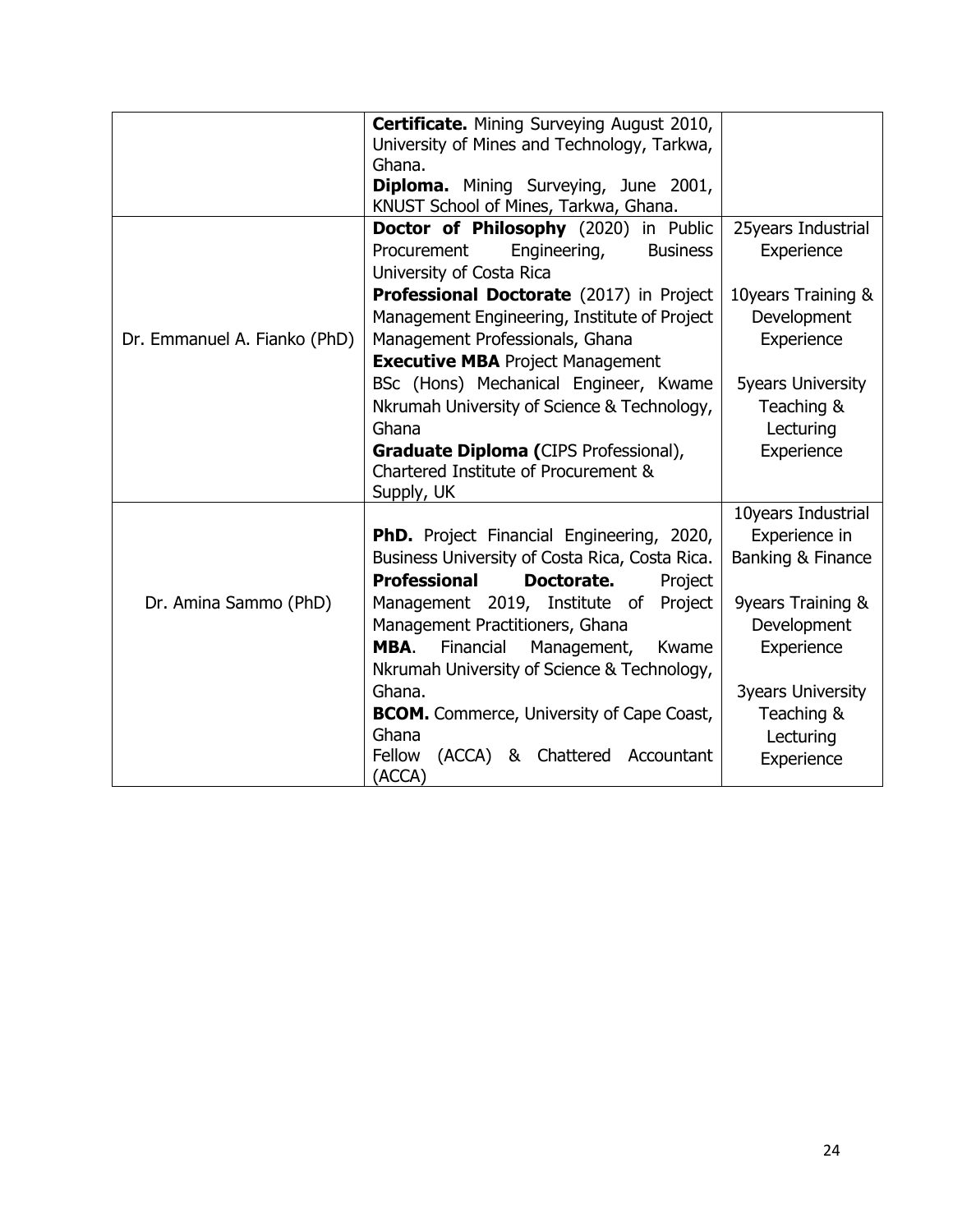| | | |
|---|---|---|
| | **Certificate.** Mining Surveying August 2010, University of Mines and Technology, Tarkwa, Ghana.<br>**Diploma.** Mining Surveying, June 2001, KNUST School of Mines, Tarkwa, Ghana. | |
| Dr. Emmanuel A. Fianko (PhD) | **Doctor of Philosophy** (2020) in Public Procurement Engineering, Business University of Costa Rica<br>**Professional Doctorate** (2017) in Project Management Engineering, Institute of Project Management Professionals, Ghana<br>**Executive MBA** Project Management<br>BSc (Hons) Mechanical Engineer, Kwame Nkrumah University of Science & Technology, Ghana<br>**Graduate Diploma (**CIPS Professional), Chartered Institute of Procurement & Supply, UK | 25years Industrial Experience<br><br>10years Training & Development Experience<br><br>5years University Teaching & Lecturing Experience |
| Dr. Amina Sammo (PhD) | **PhD.** Project Financial Engineering, 2020, Business University of Costa Rica, Costa Rica.<br>**Professional Doctorate.** Project Management 2019, Institute of Project Management Practitioners, Ghana<br>**MBA**. Financial Management, Kwame Nkrumah University of Science & Technology, Ghana.<br>**BCOM.** Commerce, University of Cape Coast, Ghana<br>Fellow (ACCA) & Chattered Accountant (ACCA) | 10years Industrial Experience in Banking & Finance<br><br>9years Training & Development Experience<br><br>3years University Teaching & Lecturing Experience |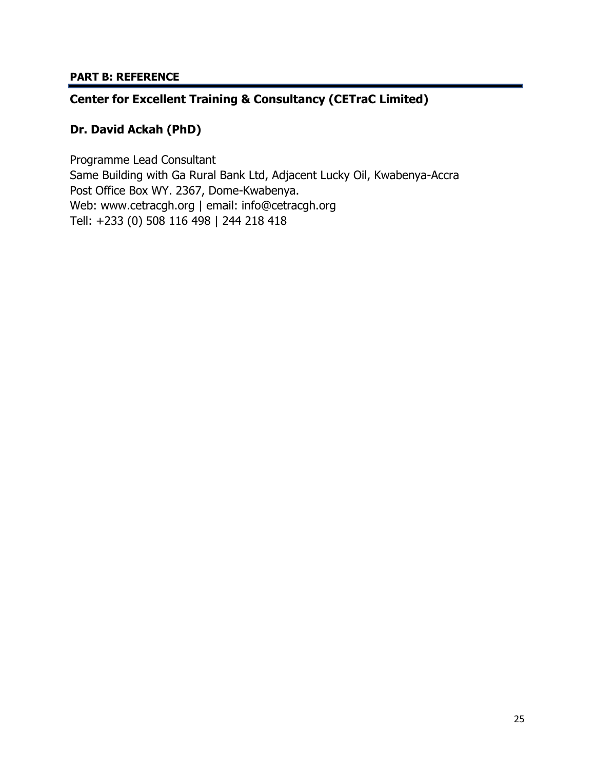## PART B: REFERENCE

### Center for Excellent Training & Consultancy (CETraC Limited)

### Dr. David Ackah (PhD)

Programme Lead Consultant
Same Building with Ga Rural Bank Ltd, Adjacent Lucky Oil, Kwabenya-Accra
Post Office Box WY. 2367, Dome-Kwabenya.
Web: www.cetracgh.org | email: info@cetracgh.org
Tell: +233 (0) 508 116 498 | 244 218 418